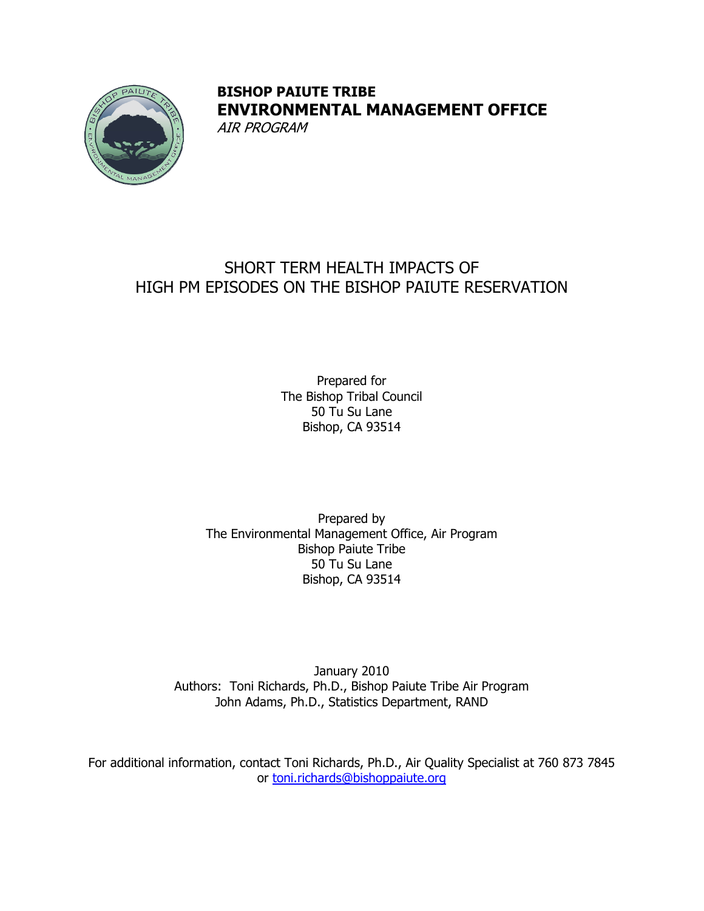**BISHOP PAIUTE TRIBE**

**ENVIRONMENTAL MANAGEMENT OFFICE**

*AIR PROGRAM*

# SHORT TERM HEALTH IMPACTS OF HIGH PM EPISODES ON THE BISHOP PAIUTE RESERVATION

Prepared for
The Bishop Tribal Council
50 Tu Su Lane
Bishop, CA 93514

Prepared by
The Environmental Management Office, Air Program
Bishop Paiute Tribe
50 Tu Su Lane
Bishop, CA 93514

January 2010
Authors: Toni Richards, Ph.D., Bishop Paiute Tribe Air Program
John Adams, Ph.D., Statistics Department, RAND

For additional information, contact Toni Richards, Ph.D., Air Quality Specialist at 760 873 7845 or [toni.richards@bishoppaiute.org](mailto:toni.richards@bishoppaiute.org)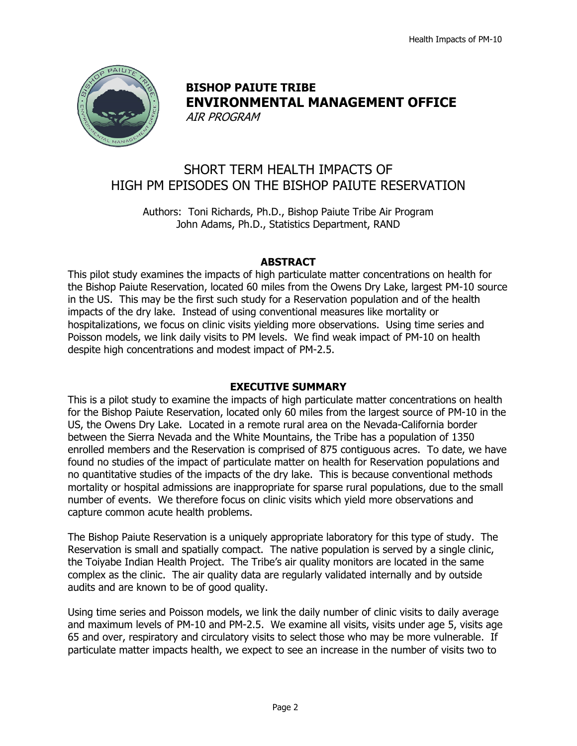**BISHOP PAIUTE TRIBE**

**ENVIRONMENTAL MANAGEMENT OFFICE**

*AIR PROGRAM*

# SHORT TERM HEALTH IMPACTS OF HIGH PM EPISODES ON THE BISHOP PAIUTE RESERVATION

Authors: Toni Richards, Ph.D., Bishop Paiute Tribe Air Program
John Adams, Ph.D., Statistics Department, RAND

## ABSTRACT

This pilot study examines the impacts of high particulate matter concentrations on health for the Bishop Paiute Reservation, located 60 miles from the Owens Dry Lake, largest PM-10 source in the US. This may be the first such study for a Reservation population and of the health impacts of the dry lake. Instead of using conventional measures like mortality or hospitalizations, we focus on clinic visits yielding more observations. Using time series and Poisson models, we link daily visits to PM levels. We find weak impact of PM-10 on health despite high concentrations and modest impact of PM-2.5.

## EXECUTIVE SUMMARY

This is a pilot study to examine the impacts of high particulate matter concentrations on health for the Bishop Paiute Reservation, located only 60 miles from the largest source of PM-10 in the US, the Owens Dry Lake. Located in a remote rural area on the Nevada-California border between the Sierra Nevada and the White Mountains, the Tribe has a population of 1350 enrolled members and the Reservation is comprised of 875 contiguous acres. To date, we have found no studies of the impact of particulate matter on health for Reservation populations and no quantitative studies of the impacts of the dry lake. This is because conventional methods mortality or hospital admissions are inappropriate for sparse rural populations, due to the small number of events. We therefore focus on clinic visits which yield more observations and capture common acute health problems.

The Bishop Paiute Reservation is a uniquely appropriate laboratory for this type of study. The Reservation is small and spatially compact. The native population is served by a single clinic, the Toiyabe Indian Health Project. The Tribe's air quality monitors are located in the same complex as the clinic. The air quality data are regularly validated internally and by outside audits and are known to be of good quality.

Using time series and Poisson models, we link the daily number of clinic visits to daily average and maximum levels of PM-10 and PM-2.5. We examine all visits, visits under age 5, visits age 65 and over, respiratory and circulatory visits to select those who may be more vulnerable. If particulate matter impacts health, we expect to see an increase in the number of visits two to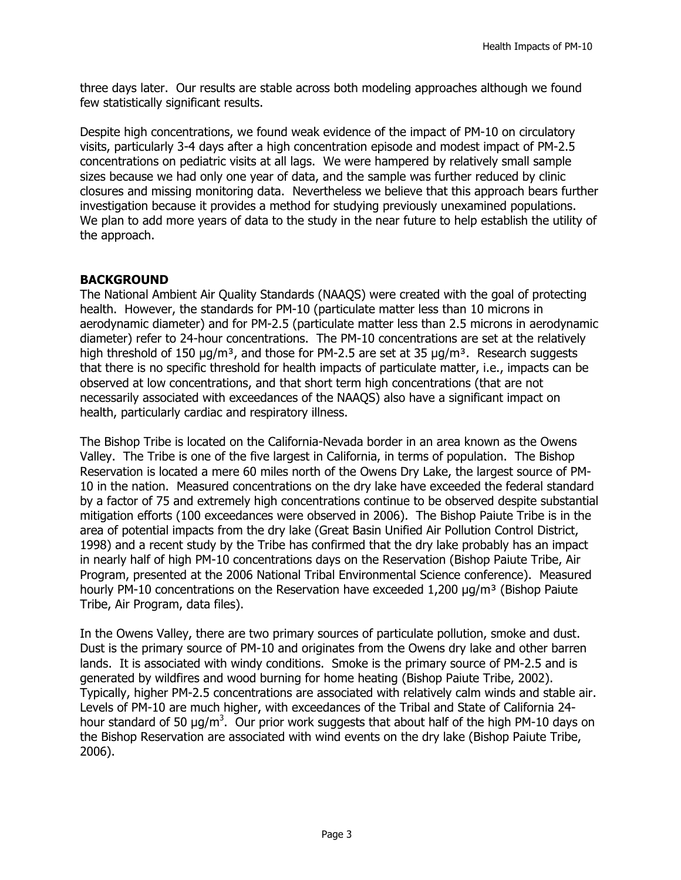three days later. Our results are stable across both modeling approaches although we found few statistically significant results.

Despite high concentrations, we found weak evidence of the impact of PM-10 on circulatory visits, particularly 3-4 days after a high concentration episode and modest impact of PM-2.5 concentrations on pediatric visits at all lags. We were hampered by relatively small sample sizes because we had only one year of data, and the sample was further reduced by clinic closures and missing monitoring data. Nevertheless we believe that this approach bears further investigation because it provides a method for studying previously unexamined populations. We plan to add more years of data to the study in the near future to help establish the utility of the approach.

## BACKGROUND

The National Ambient Air Quality Standards (NAAQS) were created with the goal of protecting health. However, the standards for PM-10 (particulate matter less than 10 microns in aerodynamic diameter) and for PM-2.5 (particulate matter less than 2.5 microns in aerodynamic diameter) refer to 24-hour concentrations. The PM-10 concentrations are set at the relatively high threshold of 150 $\mu g/m^3$, and those for PM-2.5 are set at 35 $\mu g/m^3$. Research suggests that there is no specific threshold for health impacts of particulate matter, i.e., impacts can be observed at low concentrations, and that short term high concentrations (that are not necessarily associated with exceedances of the NAAQS) also have a significant impact on health, particularly cardiac and respiratory illness.

The Bishop Tribe is located on the California-Nevada border in an area known as the Owens Valley. The Tribe is one of the five largest in California, in terms of population. The Bishop Reservation is located a mere 60 miles north of the Owens Dry Lake, the largest source of PM-10 in the nation. Measured concentrations on the dry lake have exceeded the federal standard by a factor of 75 and extremely high concentrations continue to be observed despite substantial mitigation efforts (100 exceedances were observed in 2006). The Bishop Paiute Tribe is in the area of potential impacts from the dry lake (Great Basin Unified Air Pollution Control District, 1998) and a recent study by the Tribe has confirmed that the dry lake probably has an impact in nearly half of high PM-10 concentrations days on the Reservation (Bishop Paiute Tribe, Air Program, presented at the 2006 National Tribal Environmental Science conference). Measured hourly PM-10 concentrations on the Reservation have exceeded 1,200 $\mu g/m^3$ (Bishop Paiute Tribe, Air Program, data files).

In the Owens Valley, there are two primary sources of particulate pollution, smoke and dust. Dust is the primary source of PM-10 and originates from the Owens dry lake and other barren lands. It is associated with windy conditions. Smoke is the primary source of PM-2.5 and is generated by wildfires and wood burning for home heating (Bishop Paiute Tribe, 2002). Typically, higher PM-2.5 concentrations are associated with relatively calm winds and stable air. Levels of PM-10 are much higher, with exceedances of the Tribal and State of California 24-hour standard of 50 $\mu g/m^3$. Our prior work suggests that about half of the high PM-10 days on the Bishop Reservation are associated with wind events on the dry lake (Bishop Paiute Tribe, 2006).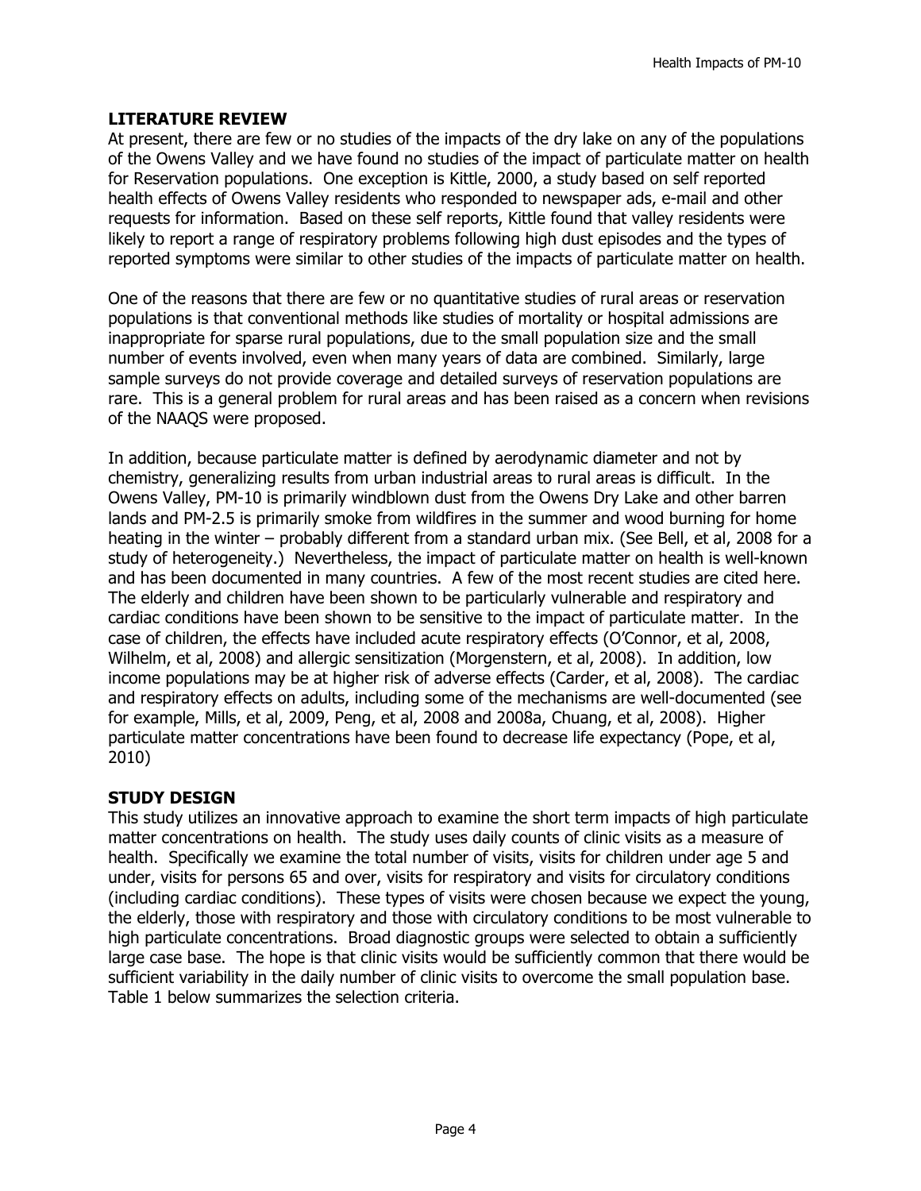## LITERATURE REVIEW

At present, there are few or no studies of the impacts of the dry lake on any of the populations of the Owens Valley and we have found no studies of the impact of particulate matter on health for Reservation populations. One exception is Kittle, 2000, a study based on self reported health effects of Owens Valley residents who responded to newspaper ads, e-mail and other requests for information. Based on these self reports, Kittle found that valley residents were likely to report a range of respiratory problems following high dust episodes and the types of reported symptoms were similar to other studies of the impacts of particulate matter on health.

One of the reasons that there are few or no quantitative studies of rural areas or reservation populations is that conventional methods like studies of mortality or hospital admissions are inappropriate for sparse rural populations, due to the small population size and the small number of events involved, even when many years of data are combined. Similarly, large sample surveys do not provide coverage and detailed surveys of reservation populations are rare. This is a general problem for rural areas and has been raised as a concern when revisions of the NAAQS were proposed.

In addition, because particulate matter is defined by aerodynamic diameter and not by chemistry, generalizing results from urban industrial areas to rural areas is difficult. In the Owens Valley, PM-10 is primarily windblown dust from the Owens Dry Lake and other barren lands and PM-2.5 is primarily smoke from wildfires in the summer and wood burning for home heating in the winter – probably different from a standard urban mix. (See Bell, et al, 2008 for a study of heterogeneity.) Nevertheless, the impact of particulate matter on health is well-known and has been documented in many countries. A few of the most recent studies are cited here. The elderly and children have been shown to be particularly vulnerable and respiratory and cardiac conditions have been shown to be sensitive to the impact of particulate matter. In the case of children, the effects have included acute respiratory effects (O'Connor, et al, 2008, Wilhelm, et al, 2008) and allergic sensitization (Morgenstern, et al, 2008). In addition, low income populations may be at higher risk of adverse effects (Carder, et al, 2008). The cardiac and respiratory effects on adults, including some of the mechanisms are well-documented (see for example, Mills, et al, 2009, Peng, et al, 2008 and 2008a, Chuang, et al, 2008). Higher particulate matter concentrations have been found to decrease life expectancy (Pope, et al, 2010)

## STUDY DESIGN

This study utilizes an innovative approach to examine the short term impacts of high particulate matter concentrations on health. The study uses daily counts of clinic visits as a measure of health. Specifically we examine the total number of visits, visits for children under age 5 and under, visits for persons 65 and over, visits for respiratory and visits for circulatory conditions (including cardiac conditions). These types of visits were chosen because we expect the young, the elderly, those with respiratory and those with circulatory conditions to be most vulnerable to high particulate concentrations. Broad diagnostic groups were selected to obtain a sufficiently large case base. The hope is that clinic visits would be sufficiently common that there would be sufficient variability in the daily number of clinic visits to overcome the small population base. Table 1 below summarizes the selection criteria.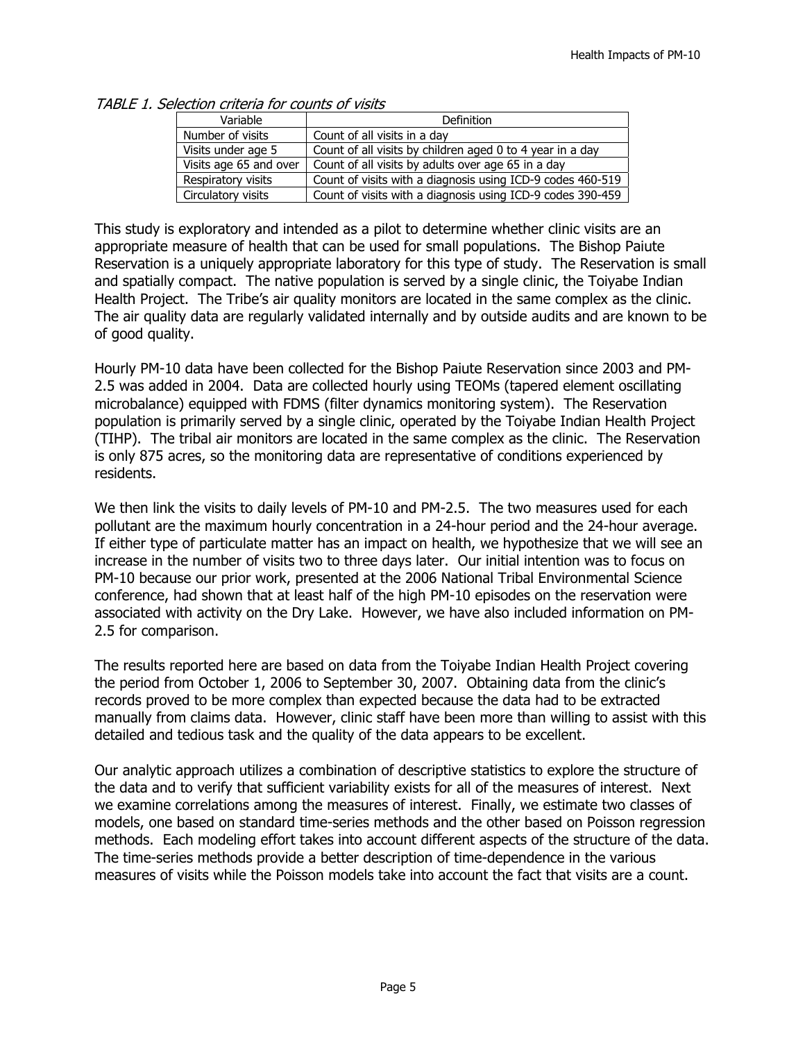*TABLE 1. Selection criteria for counts of visits*

| Variable | Definition |
|---|---|
| Number of visits | Count of all visits in a day |
| Visits under age 5 | Count of all visits by children aged 0 to 4 year in a day |
| Visits age 65 and over | Count of all visits by adults over age 65 in a day |
| Respiratory visits | Count of visits with a diagnosis using ICD-9 codes 460-519 |
| Circulatory visits | Count of visits with a diagnosis using ICD-9 codes 390-459 |

This study is exploratory and intended as a pilot to determine whether clinic visits are an appropriate measure of health that can be used for small populations. The Bishop Paiute Reservation is a uniquely appropriate laboratory for this type of study. The Reservation is small and spatially compact. The native population is served by a single clinic, the Toiyabe Indian Health Project. The Tribe's air quality monitors are located in the same complex as the clinic. The air quality data are regularly validated internally and by outside audits and are known to be of good quality.

Hourly PM-10 data have been collected for the Bishop Paiute Reservation since 2003 and PM-2.5 was added in 2004. Data are collected hourly using TEOMs (tapered element oscillating microbalance) equipped with FDMS (filter dynamics monitoring system). The Reservation population is primarily served by a single clinic, operated by the Toiyabe Indian Health Project (TIHP). The tribal air monitors are located in the same complex as the clinic. The Reservation is only 875 acres, so the monitoring data are representative of conditions experienced by residents.

We then link the visits to daily levels of PM-10 and PM-2.5. The two measures used for each pollutant are the maximum hourly concentration in a 24-hour period and the 24-hour average. If either type of particulate matter has an impact on health, we hypothesize that we will see an increase in the number of visits two to three days later. Our initial intention was to focus on PM-10 because our prior work, presented at the 2006 National Tribal Environmental Science conference, had shown that at least half of the high PM-10 episodes on the reservation were associated with activity on the Dry Lake. However, we have also included information on PM-2.5 for comparison.

The results reported here are based on data from the Toiyabe Indian Health Project covering the period from October 1, 2006 to September 30, 2007. Obtaining data from the clinic's records proved to be more complex than expected because the data had to be extracted manually from claims data. However, clinic staff have been more than willing to assist with this detailed and tedious task and the quality of the data appears to be excellent.

Our analytic approach utilizes a combination of descriptive statistics to explore the structure of the data and to verify that sufficient variability exists for all of the measures of interest. Next we examine correlations among the measures of interest. Finally, we estimate two classes of models, one based on standard time-series methods and the other based on Poisson regression methods. Each modeling effort takes into account different aspects of the structure of the data. The time-series methods provide a better description of time-dependence in the various measures of visits while the Poisson models take into account the fact that visits are a count.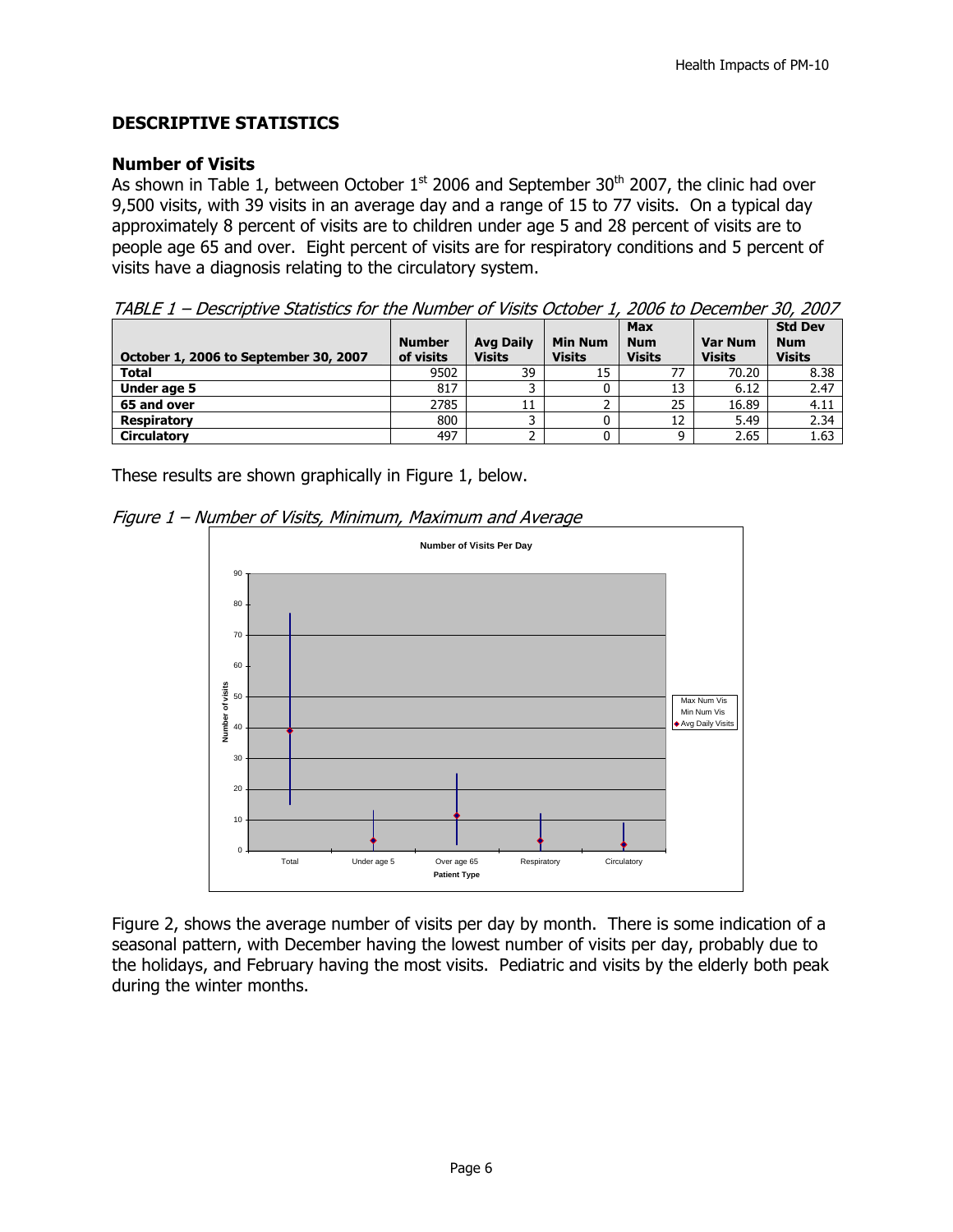## DESCRIPTIVE STATISTICS

### Number of Visits

As shown in Table 1, between October 1st 2006 and September 30th 2007, the clinic had over 9,500 visits, with 39 visits in an average day and a range of 15 to 77 visits. On a typical day approximately 8 percent of visits are to children under age 5 and 28 percent of visits are to people age 65 and over. Eight percent of visits are for respiratory conditions and 5 percent of visits have a diagnosis relating to the circulatory system.

*TABLE 1 – Descriptive Statistics for the Number of Visits October 1, 2006 to December 30, 2007*

| October 1, 2006 to September 30, 2007 | Number of visits | Avg Daily Visits | Min Num Visits | Max Num Visits | Var Num Visits | Std Dev Num Visits |
|---|---|---|---|---|---|---|
| **Total** | 9502 | 39 | 15 | 77 | 70.20 | 8.38 |
| **Under age 5** | 817 | 3 | 0 | 13 | 6.12 | 2.47 |
| **65 and over** | 2785 | 11 | 2 | 25 | 16.89 | 4.11 |
| **Respiratory** | 800 | 3 | 0 | 12 | 5.49 | 2.34 |
| **Circulatory** | 497 | 2 | 0 | 9 | 2.65 | 1.63 |

These results are shown graphically in Figure 1, below.

*Figure 1 – Number of Visits, Minimum, Maximum and Average*

Figure 2, shows the average number of visits per day by month. There is some indication of a seasonal pattern, with December having the lowest number of visits per day, probably due to the holidays, and February having the most visits. Pediatric and visits by the elderly both peak during the winter months.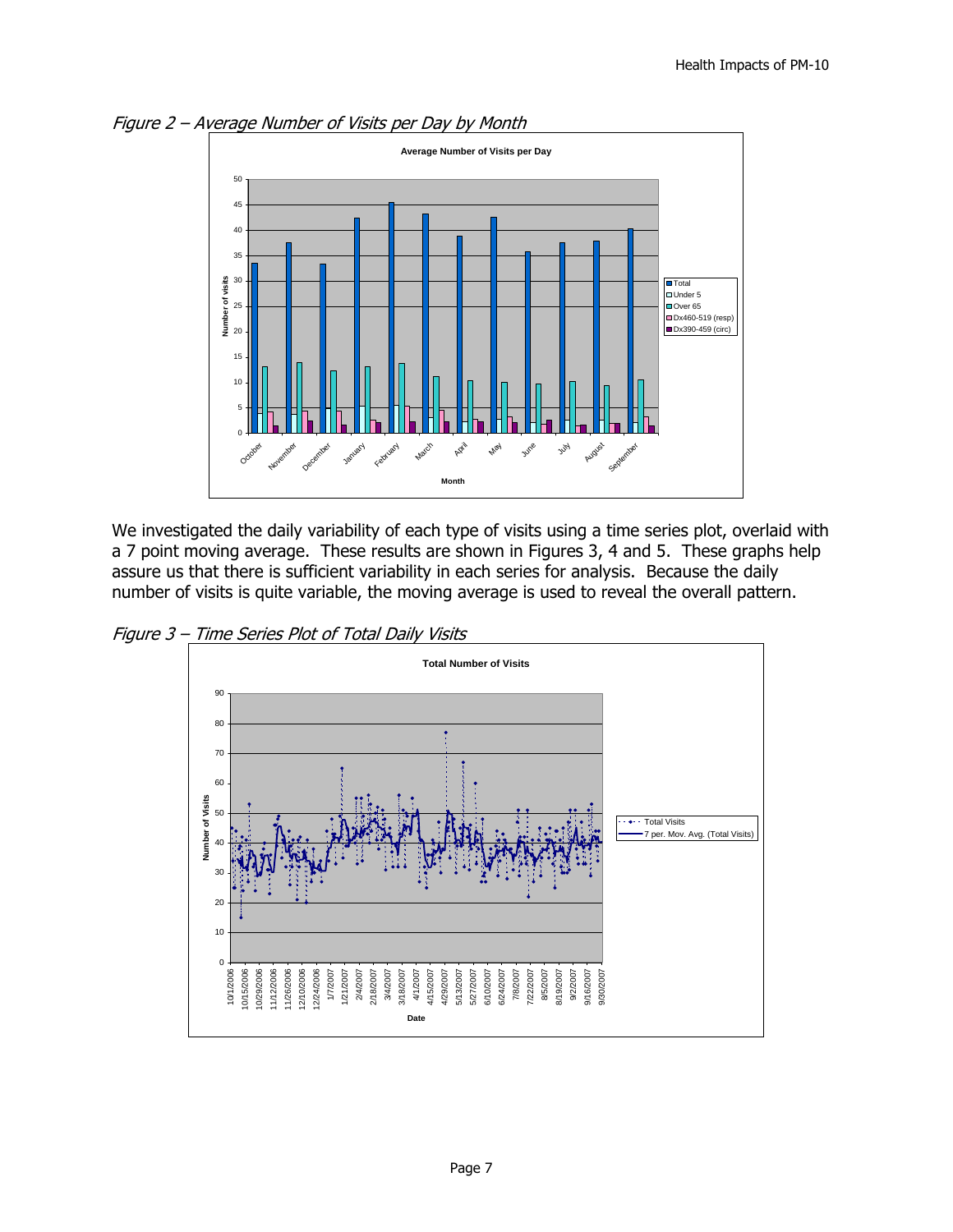*Figure 2 – Average Number of Visits per Day by Month*

We investigated the daily variability of each type of visits using a time series plot, overlaid with a 7 point moving average. These results are shown in Figures 3, 4 and 5. These graphs help assure us that there is sufficient variability in each series for analysis. Because the daily number of visits is quite variable, the moving average is used to reveal the overall pattern.

*Figure 3 – Time Series Plot of Total Daily Visits*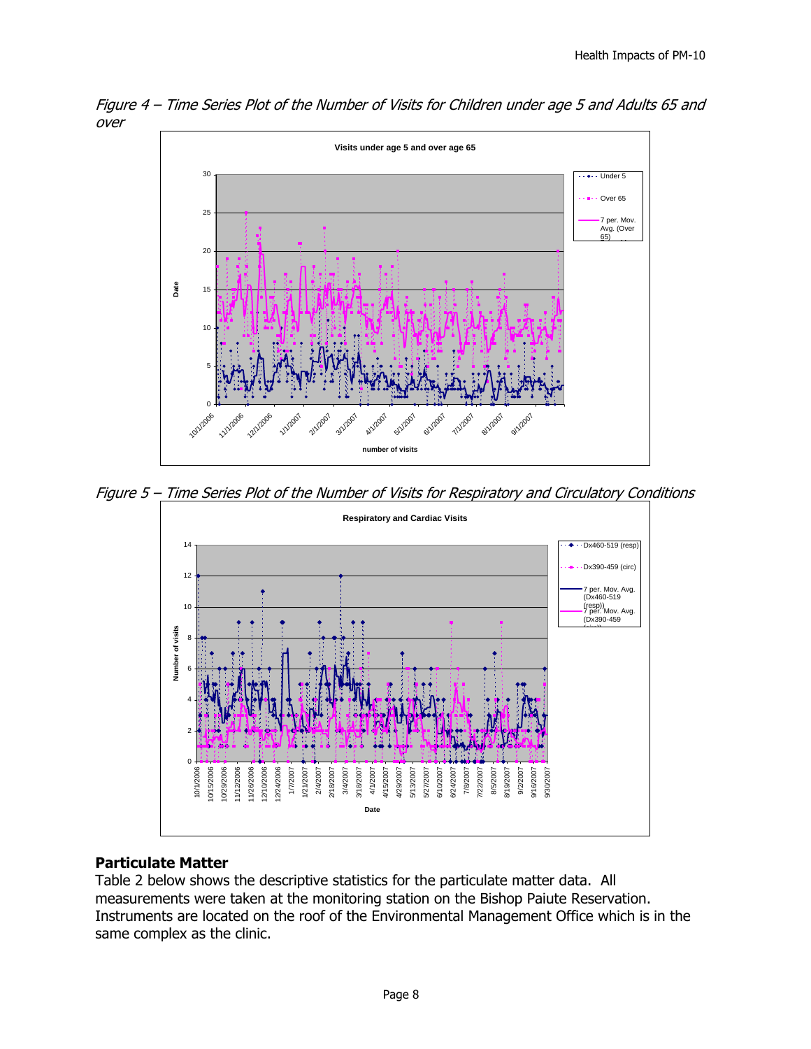*Figure 4 – Time Series Plot of the Number of Visits for Children under age 5 and Adults 65 and over*

*Figure 5 – Time Series Plot of the Number of Visits for Respiratory and Circulatory Conditions*

## Particulate Matter

Table 2 below shows the descriptive statistics for the particulate matter data. All measurements were taken at the monitoring station on the Bishop Paiute Reservation. Instruments are located on the roof of the Environmental Management Office which is in the same complex as the clinic.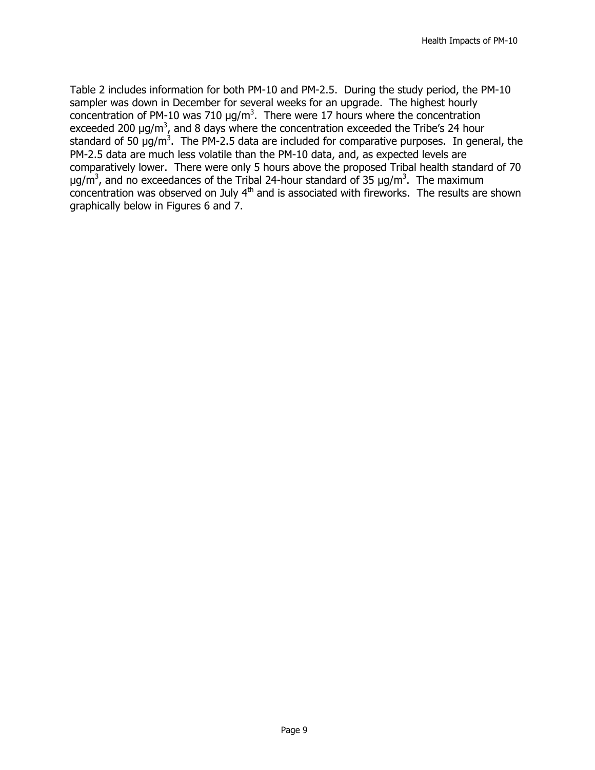Table 2 includes information for both PM-10 and PM-2.5. During the study period, the PM-10 sampler was down in December for several weeks for an upgrade. The highest hourly concentration of PM-10 was 710 μg/m$^3$. There were 17 hours where the concentration exceeded 200 μg/m$^3$, and 8 days where the concentration exceeded the Tribe's 24 hour standard of 50 μg/m$^3$. The PM-2.5 data are included for comparative purposes. In general, the PM-2.5 data are much less volatile than the PM-10 data, and, as expected levels are comparatively lower. There were only 5 hours above the proposed Tribal health standard of 70 μg/m$^3$, and no exceedances of the Tribal 24-hour standard of 35 μg/m$^3$. The maximum concentration was observed on July 4$^{th}$ and is associated with fireworks. The results are shown graphically below in Figures 6 and 7.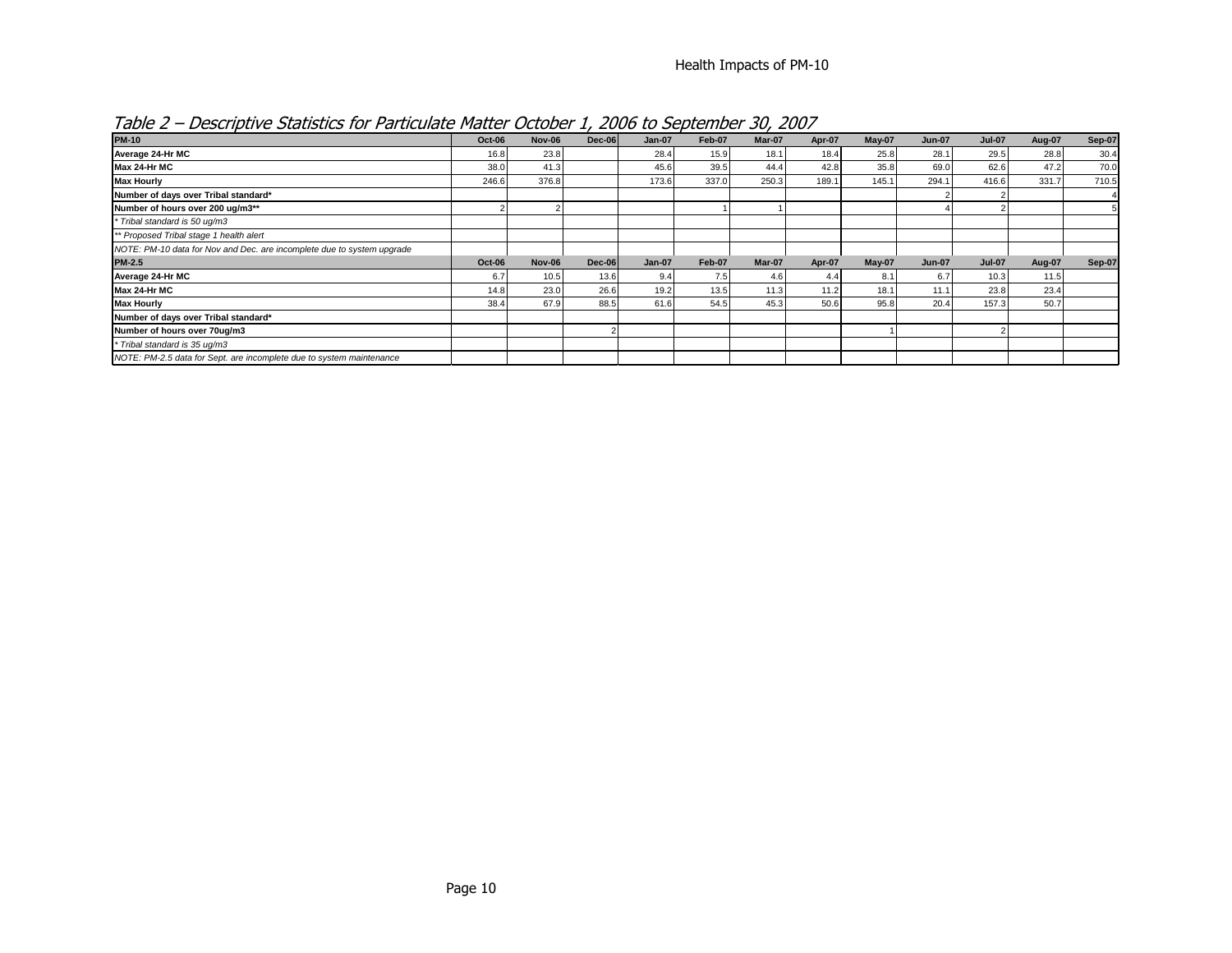*Table 2 – Descriptive Statistics for Particulate Matter October 1, 2006 to September 30, 2007*

| PM-10 | Oct-06 | Nov-06 | Dec-06 | Jan-07 | Feb-07 | Mar-07 | Apr-07 | May-07 | Jun-07 | Jul-07 | Aug-07 | Sep-07 |
|---|---|---|---|---|---|---|---|---|---|---|---|---|
| **Average 24-Hr MC** | 16.8 | 23.8 | | 28.4 | 15.9 | 18.1 | 18.4 | 25.8 | 28.1 | 29.5 | 28.8 | 30.4 |
| **Max 24-Hr MC** | 38.0 | 41.3 | | 45.6 | 39.5 | 44.4 | 42.8 | 35.8 | 69.0 | 62.6 | 47.2 | 70.0 |
| **Max Hourly** | 246.6 | 376.8 | | 173.6 | 337.0 | 250.3 | 189.1 | 145.1 | 294.1 | 416.6 | 331.7 | 710.5 |
| **Number of days over Tribal standard*** | | | | | | | | | 2 | 2 | | 4 |
| **Number of hours over 200 ug/m3**** | 2 | 2 | | | 1 | 1 | | | 4 | 2 | | 5 |
| *\* Tribal standard is 50 ug/m3* | | | | | | | | | | | | |
| *\*\* Proposed Tribal stage 1 health alert* | | | | | | | | | | | | |
| *NOTE: PM-10 data for Nov and Dec. are incomplete due to system upgrade* | | | | | | | | | | | | |
| **PM-2.5** | **Oct-06** | **Nov-06** | **Dec-06** | **Jan-07** | **Feb-07** | **Mar-07** | **Apr-07** | **May-07** | **Jun-07** | **Jul-07** | **Aug-07** | **Sep-07** |
| **Average 24-Hr MC** | 6.7 | 10.5 | 13.6 | 9.4 | 7.5 | 4.6 | 4.4 | 8.1 | 6.7 | 10.3 | 11.5 | |
| **Max 24-Hr MC** | 14.8 | 23.0 | 26.6 | 19.2 | 13.5 | 11.3 | 11.2 | 18.1 | 11.1 | 23.8 | 23.4 | |
| **Max Hourly** | 38.4 | 67.9 | 88.5 | 61.6 | 54.5 | 45.3 | 50.6 | 95.8 | 20.4 | 157.3 | 50.7 | |
| **Number of days over Tribal standard*** | | | | | | | | | | | | |
| **Number of hours over 70ug/m3** | | | 2 | | | | | 1 | | 2 | | |
| *\* Tribal standard is 35 ug/m3* | | | | | | | | | | | | |
| *NOTE: PM-2.5 data for Sept. are incomplete due to system maintenance* | | | | | | | | | | | | |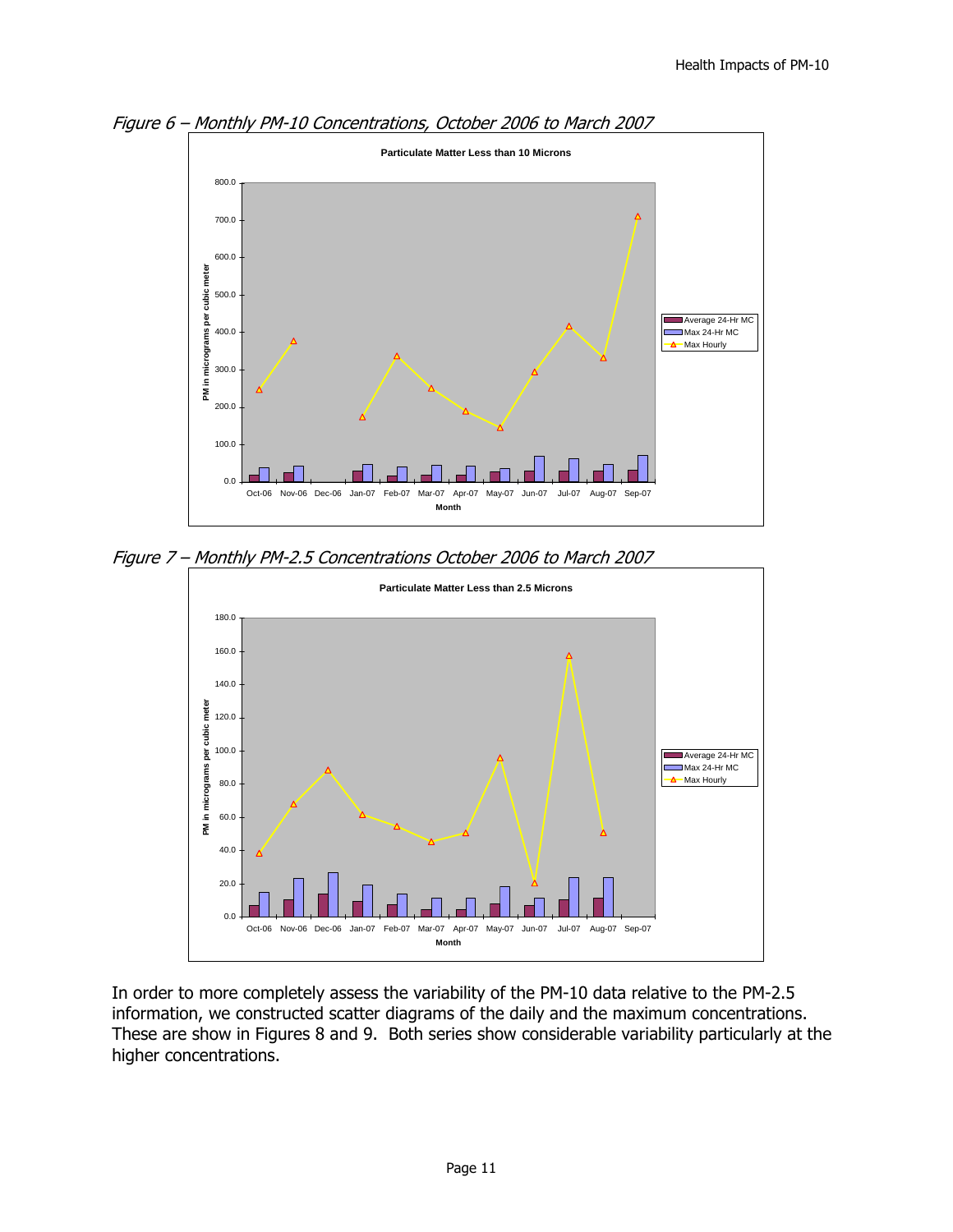*Figure 6 – Monthly PM-10 Concentrations, October 2006 to March 2007*

*Figure 7 – Monthly PM-2.5 Concentrations October 2006 to March 2007*

In order to more completely assess the variability of the PM-10 data relative to the PM-2.5 information, we constructed scatter diagrams of the daily and the maximum concentrations. These are show in Figures 8 and 9. Both series show considerable variability particularly at the higher concentrations.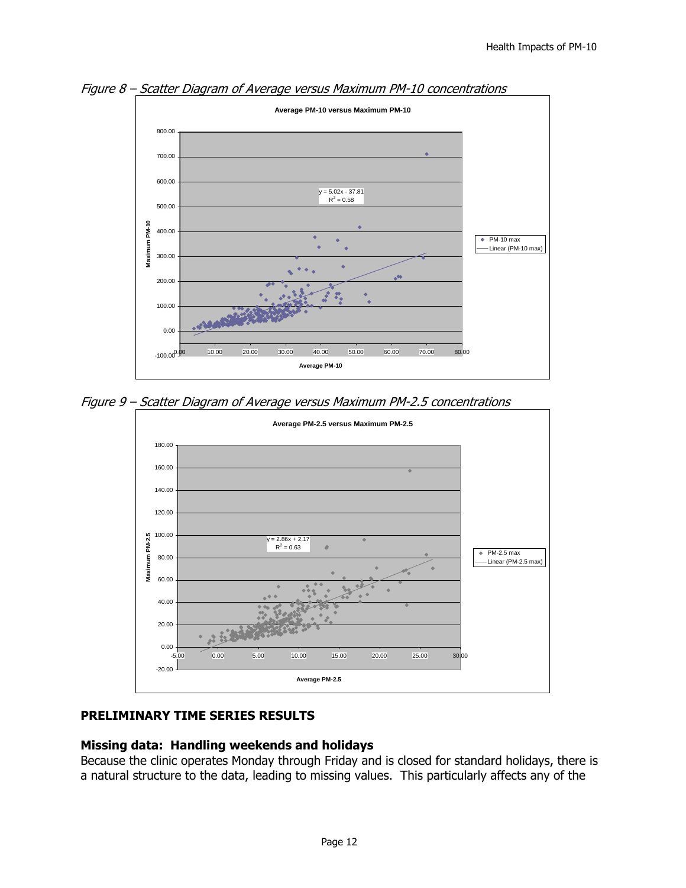*Figure 8 – Scatter Diagram of Average versus Maximum PM-10 concentrations*

*Figure 9 – Scatter Diagram of Average versus Maximum PM-2.5 concentrations*

## PRELIMINARY TIME SERIES RESULTS

### Missing data: Handling weekends and holidays

Because the clinic operates Monday through Friday and is closed for standard holidays, there is a natural structure to the data, leading to missing values. This particularly affects any of the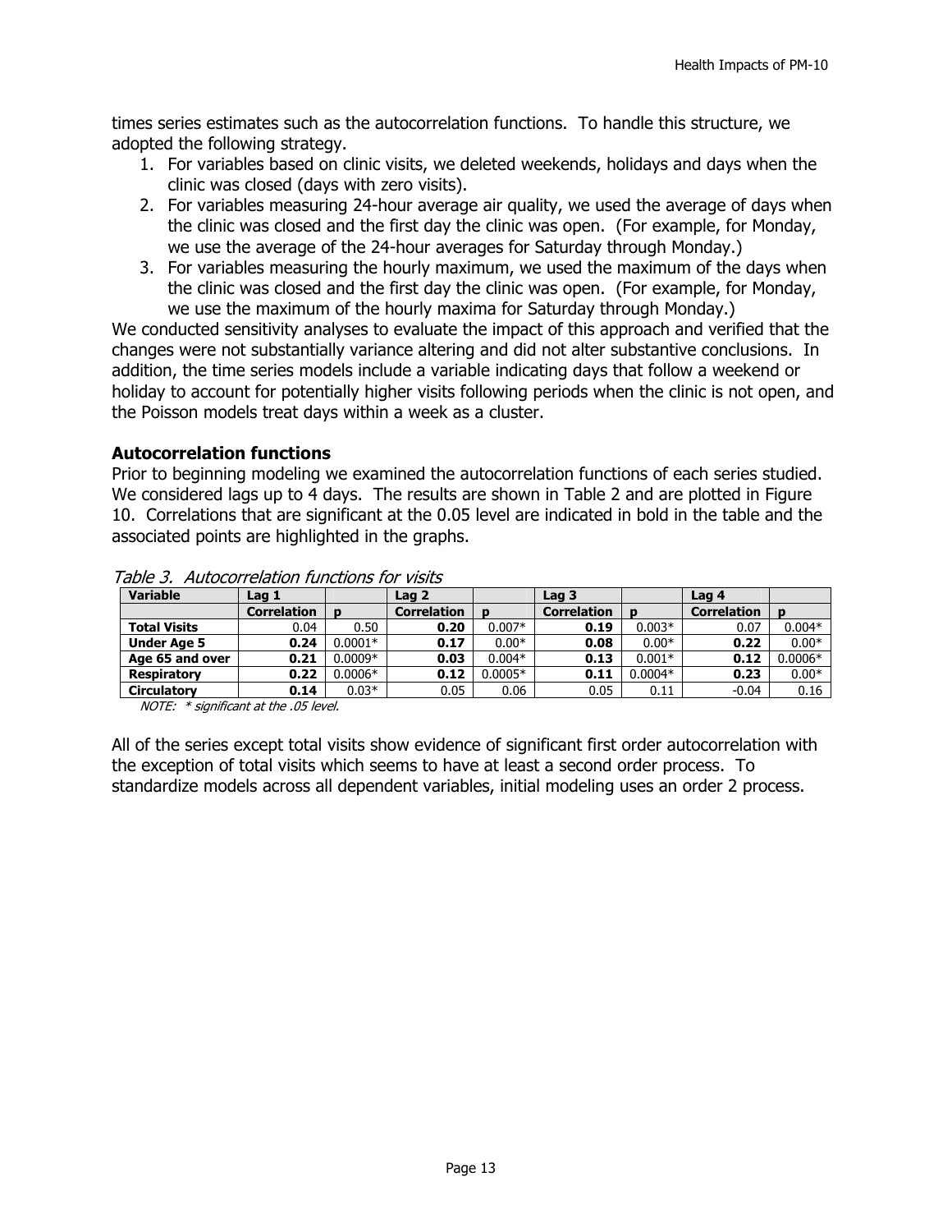times series estimates such as the autocorrelation functions. To handle this structure, we adopted the following strategy.

1. For variables based on clinic visits, we deleted weekends, holidays and days when the clinic was closed (days with zero visits).
2. For variables measuring 24-hour average air quality, we used the average of days when the clinic was closed and the first day the clinic was open. (For example, for Monday, we use the average of the 24-hour averages for Saturday through Monday.)
3. For variables measuring the hourly maximum, we used the maximum of the days when the clinic was closed and the first day the clinic was open. (For example, for Monday, we use the maximum of the hourly maxima for Saturday through Monday.)

We conducted sensitivity analyses to evaluate the impact of this approach and verified that the changes were not substantially variance altering and did not alter substantive conclusions. In addition, the time series models include a variable indicating days that follow a weekend or holiday to account for potentially higher visits following periods when the clinic is not open, and the Poisson models treat days within a week as a cluster.

### Autocorrelation functions

Prior to beginning modeling we examined the autocorrelation functions of each series studied. We considered lags up to 4 days. The results are shown in Table 2 and are plotted in Figure 10. Correlations that are significant at the 0.05 level are indicated in bold in the table and the associated points are highlighted in the graphs.

*Table 3. Autocorrelation functions for visits*

| Variable | Lag 1 | | Lag 2 | | Lag 3 | | Lag 4 | |
|---|---|---|---|---|---|---|---|---|
| | Correlation | p | Correlation | p | Correlation | p | Correlation | p |
| **Total Visits** | 0.04 | 0.50 | **0.20** | 0.007* | **0.19** | 0.003* | 0.07 | 0.004* |
| **Under Age 5** | **0.24** | 0.0001* | **0.17** | 0.00* | **0.08** | 0.00* | **0.22** | 0.00* |
| **Age 65 and over** | **0.21** | 0.0009* | **0.03** | 0.004* | **0.13** | 0.001* | **0.12** | 0.0006* |
| **Respiratory** | **0.22** | 0.0006* | **0.12** | 0.0005* | **0.11** | 0.0004* | **0.23** | 0.00* |
| **Circulatory** | **0.14** | 0.03* | 0.05 | 0.06 | 0.05 | 0.11 | -0.04 | 0.16 |

*NOTE: * significant at the .05 level.*

All of the series except total visits show evidence of significant first order autocorrelation with the exception of total visits which seems to have at least a second order process. To standardize models across all dependent variables, initial modeling uses an order 2 process.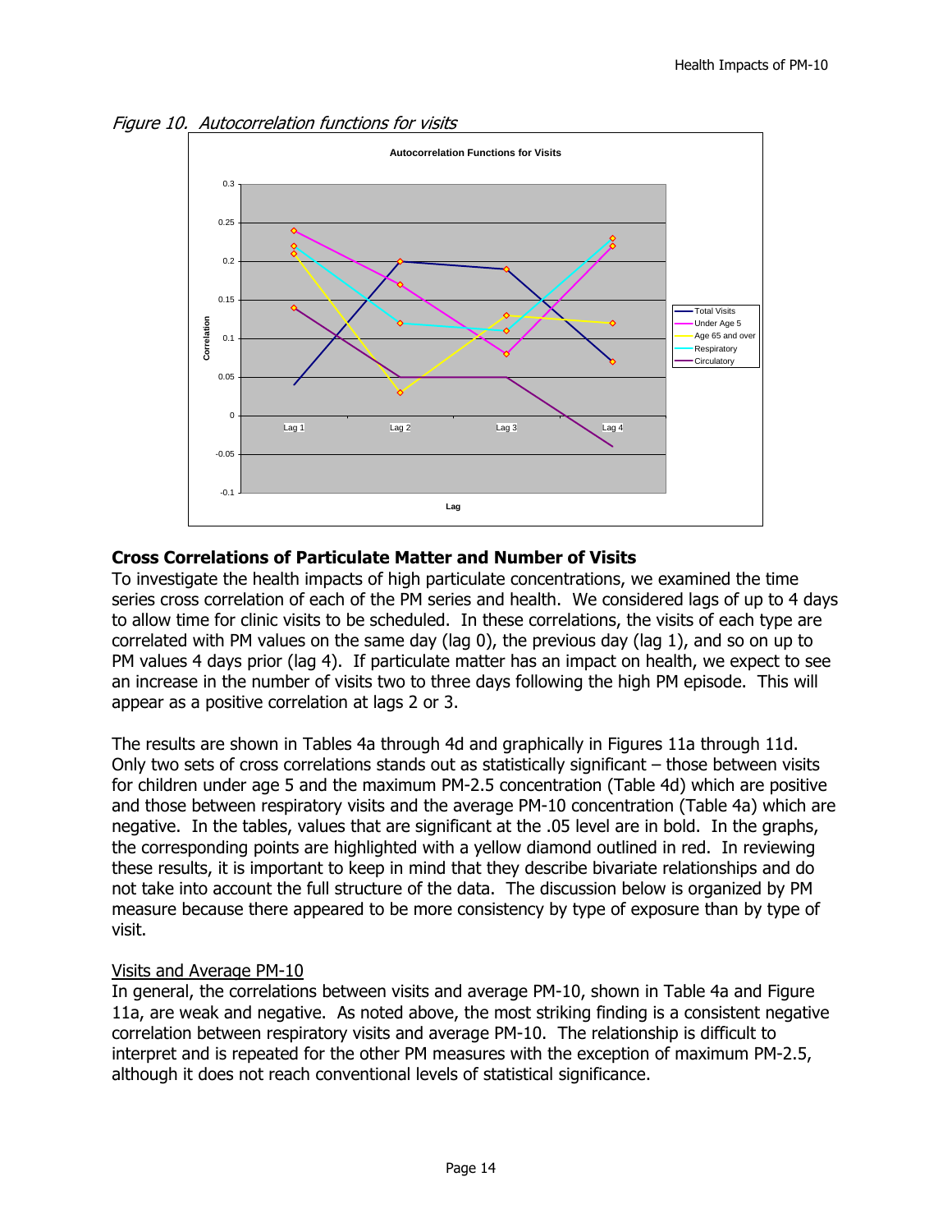*Figure 10. Autocorrelation functions for visits*

## Cross Correlations of Particulate Matter and Number of Visits

To investigate the health impacts of high particulate concentrations, we examined the time series cross correlation of each of the PM series and health. We considered lags of up to 4 days to allow time for clinic visits to be scheduled. In these correlations, the visits of each type are correlated with PM values on the same day (lag 0), the previous day (lag 1), and so on up to PM values 4 days prior (lag 4). If particulate matter has an impact on health, we expect to see an increase in the number of visits two to three days following the high PM episode. This will appear as a positive correlation at lags 2 or 3.

The results are shown in Tables 4a through 4d and graphically in Figures 11a through 11d. Only two sets of cross correlations stands out as statistically significant – those between visits for children under age 5 and the maximum PM-2.5 concentration (Table 4d) which are positive and those between respiratory visits and the average PM-10 concentration (Table 4a) which are negative. In the tables, values that are significant at the .05 level are in bold. In the graphs, the corresponding points are highlighted with a yellow diamond outlined in red. In reviewing these results, it is important to keep in mind that they describe bivariate relationships and do not take into account the full structure of the data. The discussion below is organized by PM measure because there appeared to be more consistency by type of exposure than by type of visit.

<u>Visits and Average PM-10</u>

In general, the correlations between visits and average PM-10, shown in Table 4a and Figure 11a, are weak and negative. As noted above, the most striking finding is a consistent negative correlation between respiratory visits and average PM-10. The relationship is difficult to interpret and is repeated for the other PM measures with the exception of maximum PM-2.5, although it does not reach conventional levels of statistical significance.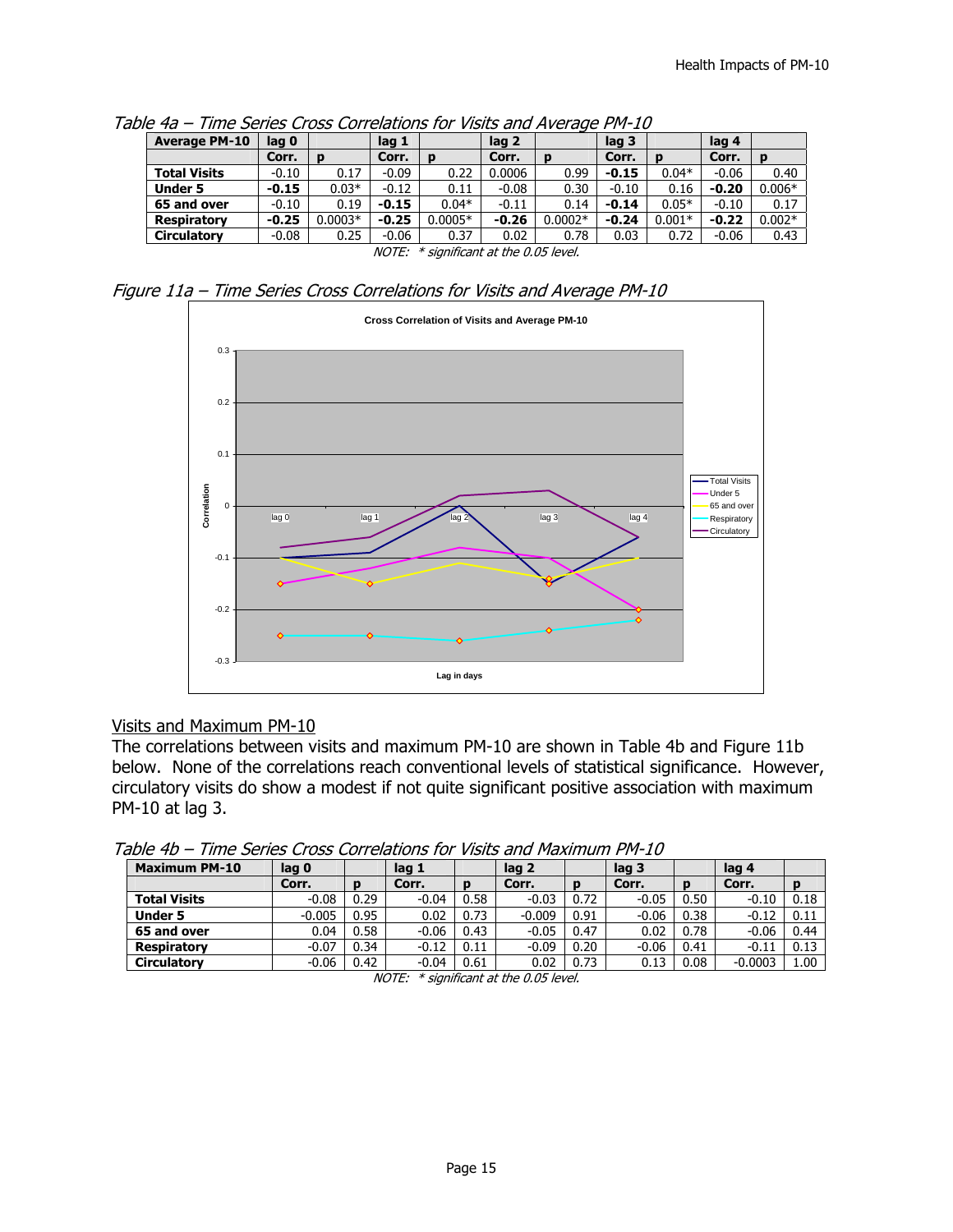*Table 4a – Time Series Cross Correlations for Visits and Average PM-10*

| Average PM-10 | lag 0 | | lag 1 | | lag 2 | | lag 3 | | lag 4 | |
|---|---|---|---|---|---|---|---|---|---|---|
| | Corr. | p | Corr. | p | Corr. | p | Corr. | p | Corr. | p |
| **Total Visits** | -0.10 | 0.17 | -0.09 | 0.22 | 0.0006 | 0.99 | **-0.15** | 0.04* | -0.06 | 0.40 |
| **Under 5** | **-0.15** | 0.03* | -0.12 | 0.11 | -0.08 | 0.30 | -0.10 | 0.16 | **-0.20** | 0.006* |
| **65 and over** | -0.10 | 0.19 | **-0.15** | 0.04* | -0.11 | 0.14 | **-0.14** | 0.05* | -0.10 | 0.17 |
| **Respiratory** | **-0.25** | 0.0003* | **-0.25** | 0.0005* | **-0.26** | 0.0002* | **-0.24** | 0.001* | **-0.22** | 0.002* |
| **Circulatory** | -0.08 | 0.25 | -0.06 | 0.37 | 0.02 | 0.78 | 0.03 | 0.72 | -0.06 | 0.43 |

*NOTE: * significant at the 0.05 level.*

*Figure 11a – Time Series Cross Correlations for Visits and Average PM-10*

## Visits and Maximum PM-10

The correlations between visits and maximum PM-10 are shown in Table 4b and Figure 11b below. None of the correlations reach conventional levels of statistical significance. However, circulatory visits do show a modest if not quite significant positive association with maximum PM-10 at lag 3.

*Table 4b – Time Series Cross Correlations for Visits and Maximum PM-10*

| Maximum PM-10 | lag 0 | | lag 1 | | lag 2 | | lag 3 | | lag 4 | |
|---|---|---|---|---|---|---|---|---|---|---|
| | Corr. | p | Corr. | p | Corr. | p | Corr. | p | Corr. | p |
| **Total Visits** | -0.08 | 0.29 | -0.04 | 0.58 | -0.03 | 0.72 | -0.05 | 0.50 | -0.10 | 0.18 |
| **Under 5** | -0.005 | 0.95 | 0.02 | 0.73 | -0.009 | 0.91 | -0.06 | 0.38 | -0.12 | 0.11 |
| **65 and over** | 0.04 | 0.58 | -0.06 | 0.43 | -0.05 | 0.47 | 0.02 | 0.78 | -0.06 | 0.44 |
| **Respiratory** | -0.07 | 0.34 | -0.12 | 0.11 | -0.09 | 0.20 | -0.06 | 0.41 | -0.11 | 0.13 |
| **Circulatory** | -0.06 | 0.42 | -0.04 | 0.61 | 0.02 | 0.73 | 0.13 | 0.08 | -0.0003 | 1.00 |

*NOTE: * significant at the 0.05 level.*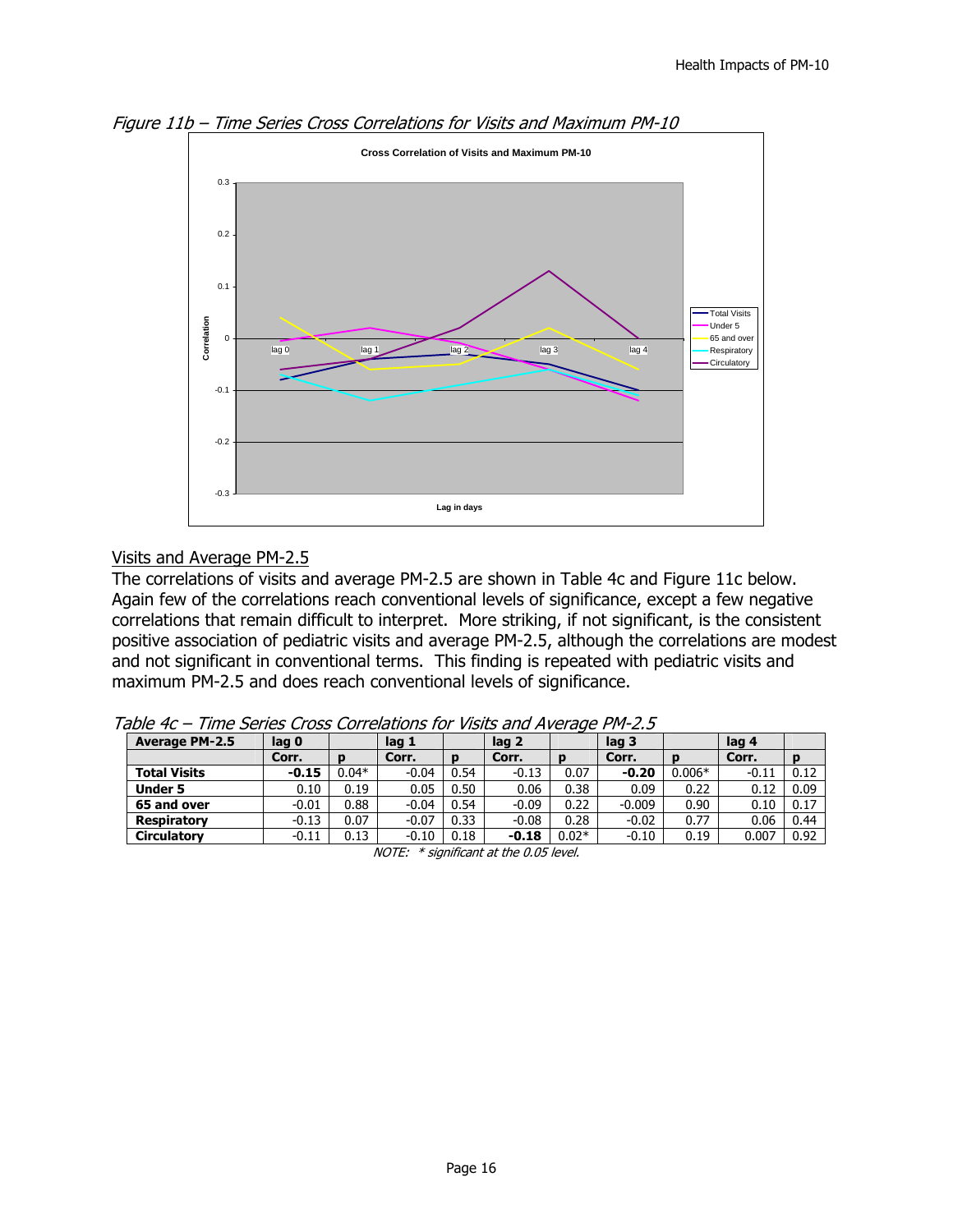*Figure 11b – Time Series Cross Correlations for Visits and Maximum PM-10*

### Visits and Average PM-2.5

The correlations of visits and average PM-2.5 are shown in Table 4c and Figure 11c below. Again few of the correlations reach conventional levels of significance, except a few negative correlations that remain difficult to interpret. More striking, if not significant, is the consistent positive association of pediatric visits and average PM-2.5, although the correlations are modest and not significant in conventional terms. This finding is repeated with pediatric visits and maximum PM-2.5 and does reach conventional levels of significance.

*Table 4c – Time Series Cross Correlations for Visits and Average PM-2.5*

| **Average PM-2.5** | **lag 0** | | **lag 1** | | **lag 2** | | **lag 3** | | **lag 4** | |
|---|---|---|---|---|---|---|---|---|---|---|
| | **Corr.** | **p** | **Corr.** | **p** | **Corr.** | **p** | **Corr.** | **p** | **Corr.** | **p** |
| **Total Visits** | **-0.15** | 0.04* | -0.04 | 0.54 | -0.13 | 0.07 | **-0.20** | 0.006* | -0.11 | 0.12 |
| **Under 5** | 0.10 | 0.19 | 0.05 | 0.50 | 0.06 | 0.38 | 0.09 | 0.22 | 0.12 | 0.09 |
| **65 and over** | -0.01 | 0.88 | -0.04 | 0.54 | -0.09 | 0.22 | -0.009 | 0.90 | 0.10 | 0.17 |
| **Respiratory** | -0.13 | 0.07 | -0.07 | 0.33 | -0.08 | 0.28 | -0.02 | 0.77 | 0.06 | 0.44 |
| **Circulatory** | -0.11 | 0.13 | -0.10 | 0.18 | **-0.18** | 0.02* | -0.10 | 0.19 | 0.007 | 0.92 |

*NOTE: * significant at the 0.05 level.*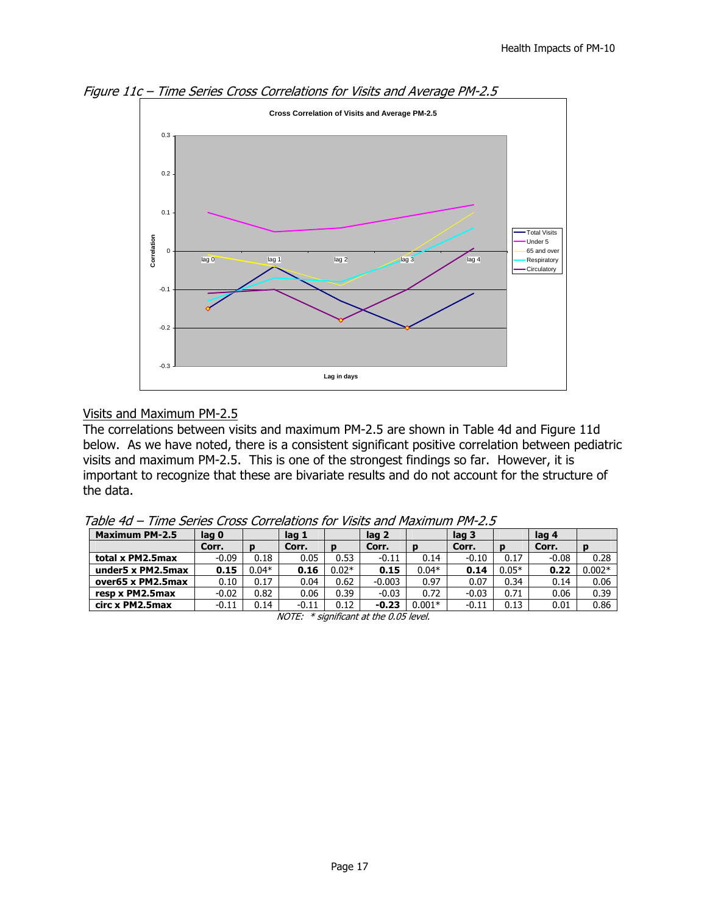*Figure 11c – Time Series Cross Correlations for Visits and Average PM-2.5*

### Visits and Maximum PM-2.5

The correlations between visits and maximum PM-2.5 are shown in Table 4d and Figure 11d below. As we have noted, there is a consistent significant positive correlation between pediatric visits and maximum PM-2.5. This is one of the strongest findings so far. However, it is important to recognize that these are bivariate results and do not account for the structure of the data.

*Table 4d – Time Series Cross Correlations for Visits and Maximum PM-2.5*

| **Maximum PM-2.5** | **lag 0** | | **lag 1** | | **lag 2** | | **lag 3** | | **lag 4** | |
|---|---|---|---|---|---|---|---|---|---|---|
| | **Corr.** | **p** | **Corr.** | **p** | **Corr.** | **p** | **Corr.** | **p** | **Corr.** | **p** |
| **total x PM2.5max** | -0.09 | 0.18 | 0.05 | 0.53 | -0.11 | 0.14 | -0.10 | 0.17 | -0.08 | 0.28 |
| **under5 x PM2.5max** | **0.15** | 0.04* | **0.16** | 0.02* | **0.15** | 0.04* | **0.14** | 0.05* | **0.22** | 0.002* |
| **over65 x PM2.5max** | 0.10 | 0.17 | 0.04 | 0.62 | -0.003 | 0.97 | 0.07 | 0.34 | 0.14 | 0.06 |
| **resp x PM2.5max** | -0.02 | 0.82 | 0.06 | 0.39 | -0.03 | 0.72 | -0.03 | 0.71 | 0.06 | 0.39 |
| **circ x PM2.5max** | -0.11 | 0.14 | -0.11 | 0.12 | **-0.23** | 0.001* | -0.11 | 0.13 | 0.01 | 0.86 |

*NOTE: * significant at the 0.05 level.*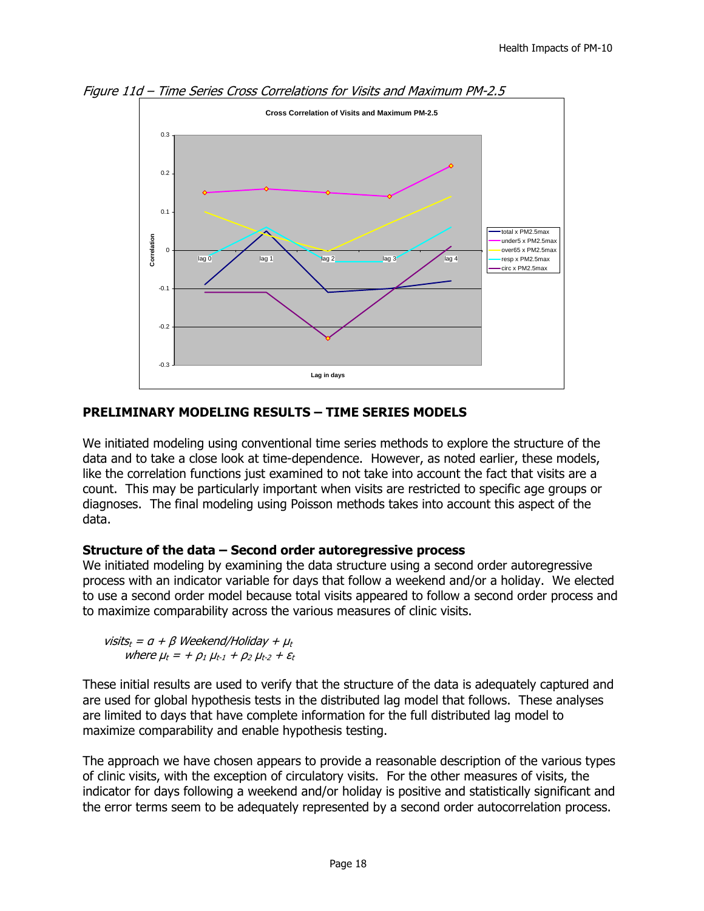*Figure 11d – Time Series Cross Correlations for Visits and Maximum PM-2.5*

## PRELIMINARY MODELING RESULTS – TIME SERIES MODELS

We initiated modeling using conventional time series methods to explore the structure of the data and to take a close look at time-dependence. However, as noted earlier, these models, like the correlation functions just examined to not take into account the fact that visits are a count. This may be particularly important when visits are restricted to specific age groups or diagnoses. The final modeling using Poisson methods takes into account this aspect of the data.

### Structure of the data – Second order autoregressive process

We initiated modeling by examining the data structure using a second order autoregressive process with an indicator variable for days that follow a weekend and/or a holiday. We elected to use a second order model because total visits appeared to follow a second order process and to maximize comparability across the various measures of clinic visits.

$$visits_t = \alpha + \beta \; Weekend/Holiday + \mu_t$$
$$\text{where } \mu_t = + \rho_1 \mu_{t-1} + \rho_2 \mu_{t-2} + \varepsilon_t$$

These initial results are used to verify that the structure of the data is adequately captured and are used for global hypothesis tests in the distributed lag model that follows. These analyses are limited to days that have complete information for the full distributed lag model to maximize comparability and enable hypothesis testing.

The approach we have chosen appears to provide a reasonable description of the various types of clinic visits, with the exception of circulatory visits. For the other measures of visits, the indicator for days following a weekend and/or holiday is positive and statistically significant and the error terms seem to be adequately represented by a second order autocorrelation process.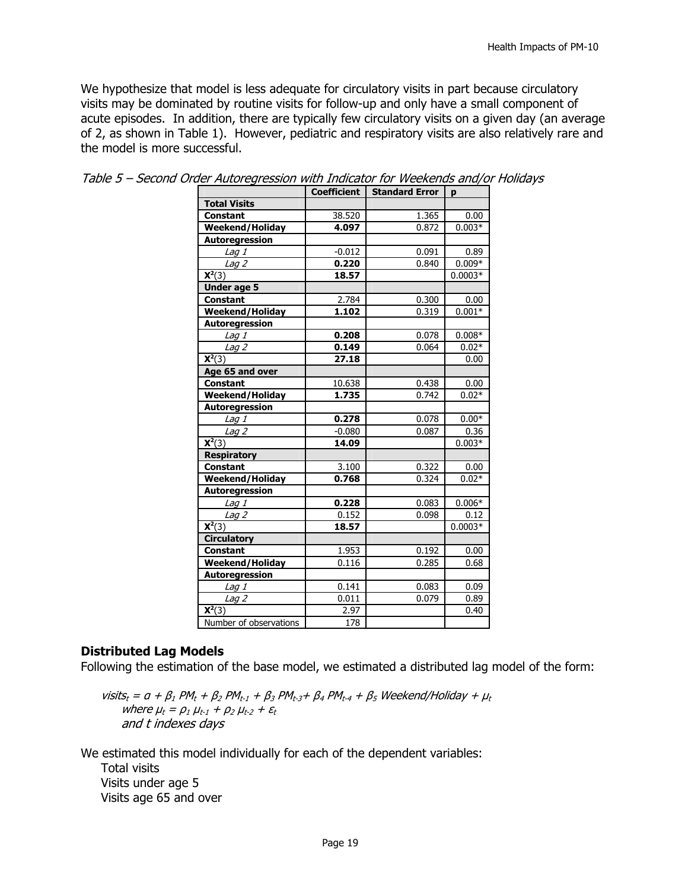We hypothesize that model is less adequate for circulatory visits in part because circulatory visits may be dominated by routine visits for follow-up and only have a small component of acute episodes. In addition, there are typically few circulatory visits on a given day (an average of 2, as shown in Table 1). However, pediatric and respiratory visits are also relatively rare and the model is more successful.

*Table 5 – Second Order Autoregression with Indicator for Weekends and/or Holidays*

| | Coefficient | Standard Error | p |
|---|---|---|---|
| **Total Visits** | | | |
| **Constant** | 38.520 | 1.365 | 0.00 |
| **Weekend/Holiday** | **4.097** | 0.872 | 0.003* |
| **Autoregression** | | | |
| *Lag 1* | -0.012 | 0.091 | 0.89 |
| *Lag 2* | **0.220** | 0.840 | 0.009* |
| $X^2(3)$ | **18.57** | | 0.0003* |
| **Under age 5** | | | |
| **Constant** | 2.784 | 0.300 | 0.00 |
| **Weekend/Holiday** | **1.102** | 0.319 | 0.001* |
| **Autoregression** | | | |
| *Lag 1* | **0.208** | 0.078 | 0.008* |
| *Lag 2* | **0.149** | 0.064 | 0.02* |
| $X^2(3)$ | **27.18** | | 0.00 |
| **Age 65 and over** | | | |
| **Constant** | 10.638 | 0.438 | 0.00 |
| **Weekend/Holiday** | **1.735** | 0.742 | 0.02* |
| **Autoregression** | | | |
| *Lag 1* | **0.278** | 0.078 | 0.00* |
| *Lag 2* | -0.080 | 0.087 | 0.36 |
| $X^2(3)$ | **14.09** | | 0.003* |
| **Respiratory** | | | |
| **Constant** | 3.100 | 0.322 | 0.00 |
| **Weekend/Holiday** | **0.768** | 0.324 | 0.02* |
| **Autoregression** | | | |
| *Lag 1* | **0.228** | 0.083 | 0.006* |
| *Lag 2* | 0.152 | 0.098 | 0.12 |
| $X^2(3)$ | **18.57** | | 0.0003* |
| **Circulatory** | | | |
| **Constant** | 1.953 | 0.192 | 0.00 |
| **Weekend/Holiday** | 0.116 | 0.285 | 0.68 |
| **Autoregression** | | | |
| *Lag 1* | 0.141 | 0.083 | 0.09 |
| *Lag 2* | 0.011 | 0.079 | 0.89 |
| $X^2(3)$ | 2.97 | | 0.40 |
| Number of observations | 178 | | |

### Distributed Lag Models

Following the estimation of the base model, we estimated a distributed lag model of the form:

$$visits_t = \alpha + \beta_1 PM_t + \beta_2 PM_{t-1} + \beta_3 PM_{t-3} + \beta_4 PM_{t-4} + \beta_5 \, Weekend/Holiday + \mu_t$$

where $\mu_t = \rho_1 \mu_{t-1} + \rho_2 \mu_{t-2} + \varepsilon_t$

and $t$ indexes days

We estimated this model individually for each of the dependent variables:

- Total visits
- Visits under age 5
- Visits age 65 and over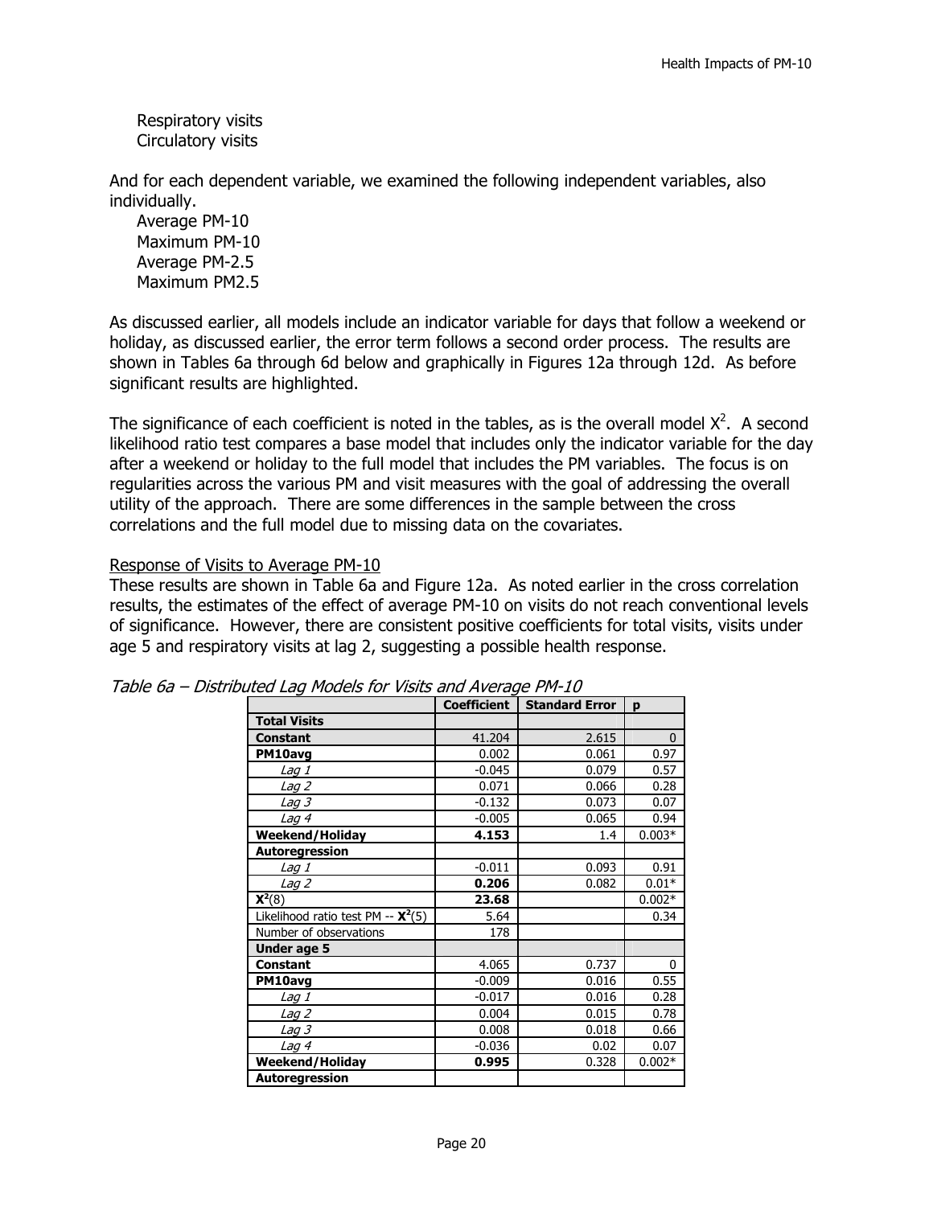Respiratory visits
Circulatory visits

And for each dependent variable, we examined the following independent variables, also individually.

Average PM-10
Maximum PM-10
Average PM-2.5
Maximum PM2.5

As discussed earlier, all models include an indicator variable for days that follow a weekend or holiday, as discussed earlier, the error term follows a second order process. The results are shown in Tables 6a through 6d below and graphically in Figures 12a through 12d. As before significant results are highlighted.

The significance of each coefficient is noted in the tables, as is the overall model $X^2$. A second likelihood ratio test compares a base model that includes only the indicator variable for the day after a weekend or holiday to the full model that includes the PM variables. The focus is on regularities across the various PM and visit measures with the goal of addressing the overall utility of the approach. There are some differences in the sample between the cross correlations and the full model due to missing data on the covariates.

Response of Visits to Average PM-10

These results are shown in Table 6a and Figure 12a. As noted earlier in the cross correlation results, the estimates of the effect of average PM-10 on visits do not reach conventional levels of significance. However, there are consistent positive coefficients for total visits, visits under age 5 and respiratory visits at lag 2, suggesting a possible health response.

*Table 6a – Distributed Lag Models for Visits and Average PM-10*

| | Coefficient | Standard Error | p |
|---|---|---|---|
| **Total Visits** | | | |
| **Constant** | 41.204 | 2.615 | 0 |
| **PM10avg** | 0.002 | 0.061 | 0.97 |
| *Lag 1* | -0.045 | 0.079 | 0.57 |
| *Lag 2* | 0.071 | 0.066 | 0.28 |
| *Lag 3* | -0.132 | 0.073 | 0.07 |
| *Lag 4* | -0.005 | 0.065 | 0.94 |
| **Weekend/Holiday** | **4.153** | 1.4 | 0.003* |
| **Autoregression** | | | |
| *Lag 1* | -0.011 | 0.093 | 0.91 |
| *Lag 2* | **0.206** | 0.082 | 0.01* |
| $X^2$(8) | **23.68** | | 0.002* |
| Likelihood ratio test PM -- $X^2$(5) | 5.64 | | 0.34 |
| Number of observations | 178 | | |
| **Under age 5** | | | |
| **Constant** | 4.065 | 0.737 | 0 |
| **PM10avg** | -0.009 | 0.016 | 0.55 |
| *Lag 1* | -0.017 | 0.016 | 0.28 |
| *Lag 2* | 0.004 | 0.015 | 0.78 |
| *Lag 3* | 0.008 | 0.018 | 0.66 |
| *Lag 4* | -0.036 | 0.02 | 0.07 |
| **Weekend/Holiday** | **0.995** | 0.328 | 0.002* |
| **Autoregression** | | | |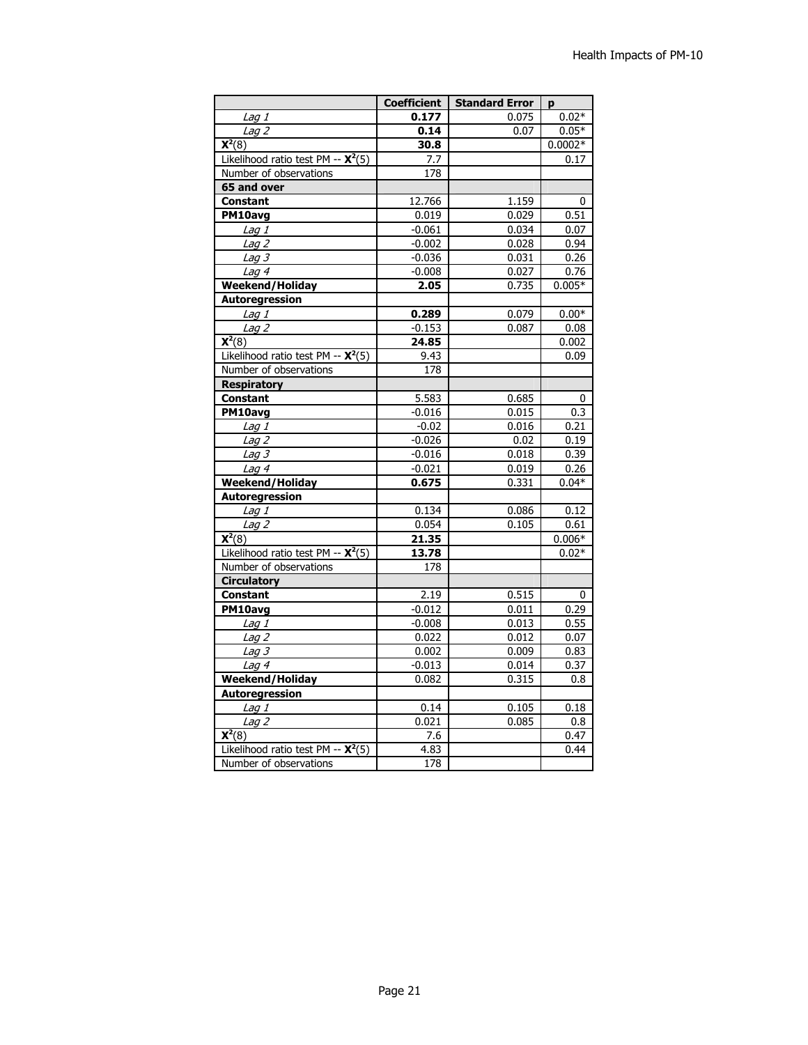| | Coefficient | Standard Error | p |
|---|---|---|---|
| *Lag 1* | **0.177** | 0.075 | 0.02* |
| *Lag 2* | **0.14** | 0.07 | 0.05* |
| $X^2(8)$ | **30.8** | | 0.0002* |
| Likelihood ratio test PM -- $X^2(5)$ | 7.7 | | 0.17 |
| Number of observations | 178 | | |
| **65 and over** | | | |
| **Constant** | 12.766 | 1.159 | 0 |
| **PM10avg** | 0.019 | 0.029 | 0.51 |
| *Lag 1* | -0.061 | 0.034 | 0.07 |
| *Lag 2* | -0.002 | 0.028 | 0.94 |
| *Lag 3* | -0.036 | 0.031 | 0.26 |
| *Lag 4* | -0.008 | 0.027 | 0.76 |
| **Weekend/Holiday** | **2.05** | 0.735 | 0.005* |
| **Autoregression** | | | |
| *Lag 1* | **0.289** | 0.079 | 0.00* |
| *Lag 2* | -0.153 | 0.087 | 0.08 |
| $X^2(8)$ | **24.85** | | 0.002 |
| Likelihood ratio test PM -- $X^2(5)$ | 9.43 | | 0.09 |
| Number of observations | 178 | | |
| **Respiratory** | | | |
| **Constant** | 5.583 | 0.685 | 0 |
| **PM10avg** | -0.016 | 0.015 | 0.3 |
| *Lag 1* | -0.02 | 0.016 | 0.21 |
| *Lag 2* | -0.026 | 0.02 | 0.19 |
| *Lag 3* | -0.016 | 0.018 | 0.39 |
| *Lag 4* | -0.021 | 0.019 | 0.26 |
| **Weekend/Holiday** | **0.675** | 0.331 | 0.04* |
| **Autoregression** | | | |
| *Lag 1* | 0.134 | 0.086 | 0.12 |
| *Lag 2* | 0.054 | 0.105 | 0.61 |
| $X^2(8)$ | **21.35** | | 0.006* |
| Likelihood ratio test PM -- $X^2(5)$ | **13.78** | | 0.02* |
| Number of observations | 178 | | |
| **Circulatory** | | | |
| **Constant** | 2.19 | 0.515 | 0 |
| **PM10avg** | -0.012 | 0.011 | 0.29 |
| *Lag 1* | -0.008 | 0.013 | 0.55 |
| *Lag 2* | 0.022 | 0.012 | 0.07 |
| *Lag 3* | 0.002 | 0.009 | 0.83 |
| *Lag 4* | -0.013 | 0.014 | 0.37 |
| **Weekend/Holiday** | 0.082 | 0.315 | 0.8 |
| **Autoregression** | | | |
| *Lag 1* | 0.14 | 0.105 | 0.18 |
| *Lag 2* | 0.021 | 0.085 | 0.8 |
| $X^2(8)$ | 7.6 | | 0.47 |
| Likelihood ratio test PM -- $X^2(5)$ | 4.83 | | 0.44 |
| Number of observations | 178 | | |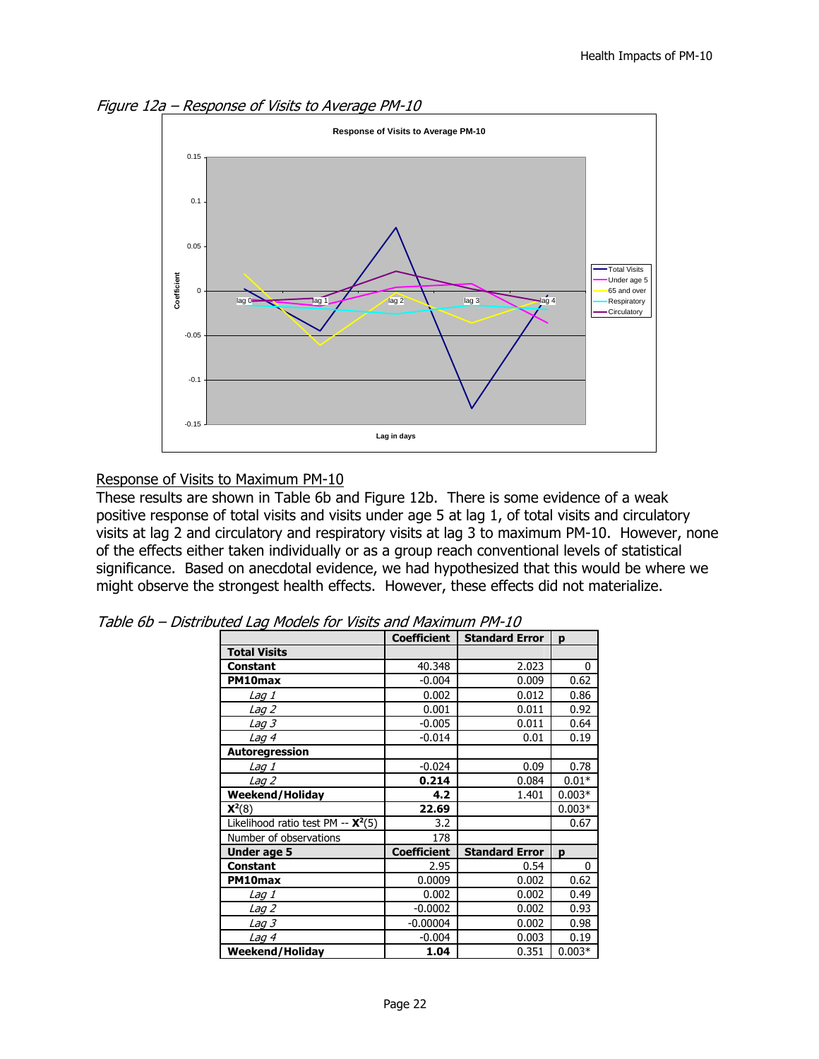*Figure 12a – Response of Visits to Average PM-10*

Response of Visits to Maximum PM-10

These results are shown in Table 6b and Figure 12b. There is some evidence of a weak positive response of total visits and visits under age 5 at lag 1, of total visits and circulatory visits at lag 2 and circulatory and respiratory visits at lag 3 to maximum PM-10. However, none of the effects either taken individually or as a group reach conventional levels of statistical significance. Based on anecdotal evidence, we had hypothesized that this would be where we might observe the strongest health effects. However, these effects did not materialize.

*Table 6b – Distributed Lag Models for Visits and Maximum PM-10*

| | Coefficient | Standard Error | p |
|---|---|---|---|
| **Total Visits** | | | |
| **Constant** | 40.348 | 2.023 | 0 |
| **PM10max** | -0.004 | 0.009 | 0.62 |
| *Lag 1* | 0.002 | 0.012 | 0.86 |
| *Lag 2* | 0.001 | 0.011 | 0.92 |
| *Lag 3* | -0.005 | 0.011 | 0.64 |
| *Lag 4* | -0.014 | 0.01 | 0.19 |
| **Autoregression** | | | |
| *Lag 1* | -0.024 | 0.09 | 0.78 |
| *Lag 2* | **0.214** | 0.084 | 0.01* |
| **Weekend/Holiday** | **4.2** | 1.401 | 0.003* |
| $\mathbf{X^2}(8)$ | **22.69** | | 0.003* |
| Likelihood ratio test PM -- $\mathbf{X^2}(5)$ | 3.2 | | 0.67 |
| Number of observations | 178 | | |
| **Under age 5** | **Coefficient** | **Standard Error** | **p** |
| **Constant** | 2.95 | 0.54 | 0 |
| **PM10max** | 0.0009 | 0.002 | 0.62 |
| *Lag 1* | 0.002 | 0.002 | 0.49 |
| *Lag 2* | -0.0002 | 0.002 | 0.93 |
| *Lag 3* | -0.00004 | 0.002 | 0.98 |
| *Lag 4* | -0.004 | 0.003 | 0.19 |
| **Weekend/Holiday** | **1.04** | 0.351 | 0.003* |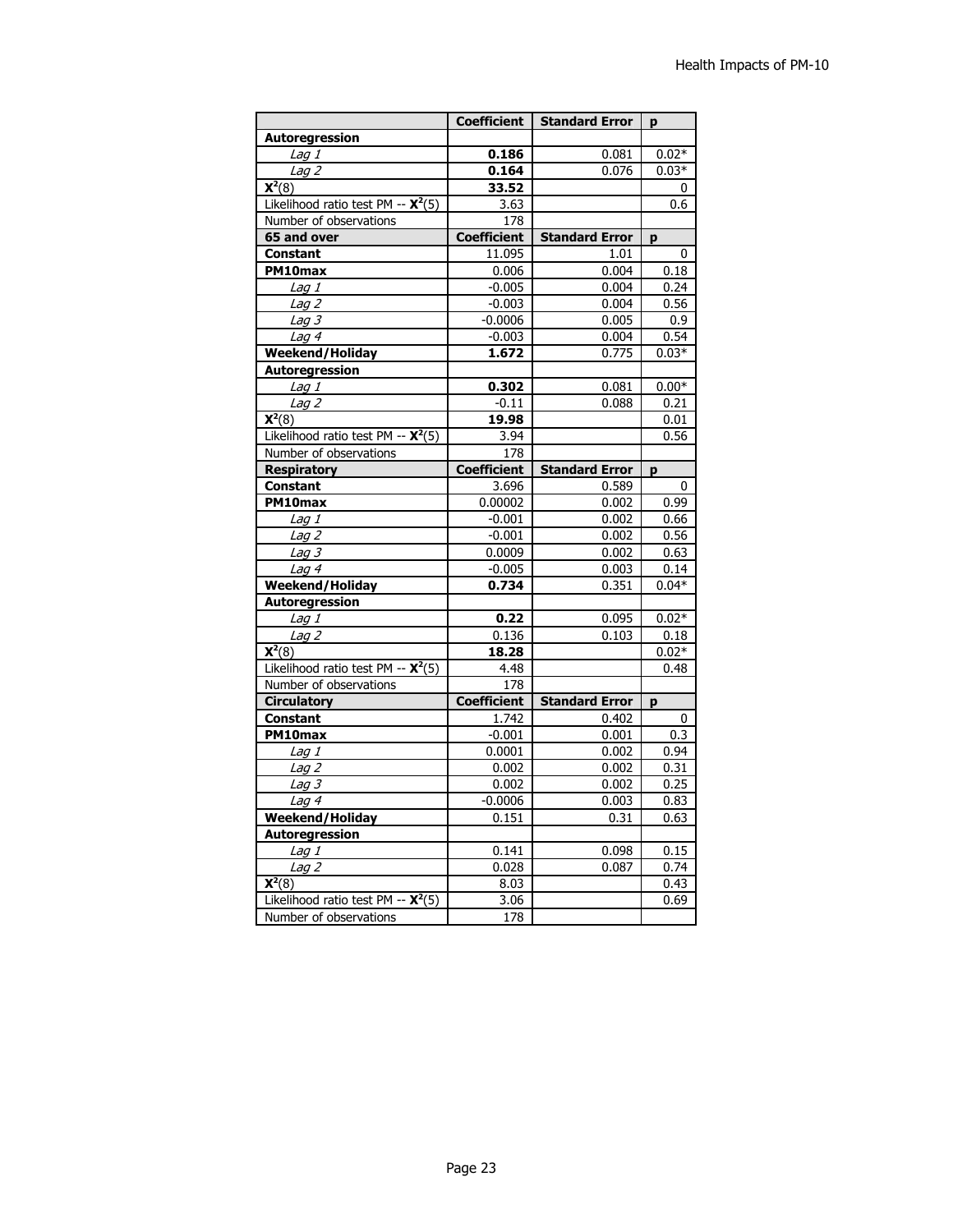| | Coefficient | Standard Error | p |
|---|---|---|---|
| **Autoregression** | | | |
| *Lag 1* | **0.186** | 0.081 | 0.02* |
| *Lag 2* | **0.164** | 0.076 | 0.03* |
| $\mathbf{X^2}$(8) | **33.52** | | 0 |
| Likelihood ratio test PM -- $\mathbf{X^2}$(5) | 3.63 | | 0.6 |
| Number of observations | 178 | | |
| **65 and over** | **Coefficient** | **Standard Error** | **p** |
| **Constant** | 11.095 | 1.01 | 0 |
| **PM10max** | 0.006 | 0.004 | 0.18 |
| *Lag 1* | -0.005 | 0.004 | 0.24 |
| *Lag 2* | -0.003 | 0.004 | 0.56 |
| *Lag 3* | -0.0006 | 0.005 | 0.9 |
| *Lag 4* | -0.003 | 0.004 | 0.54 |
| **Weekend/Holiday** | **1.672** | 0.775 | 0.03* |
| **Autoregression** | | | |
| *Lag 1* | **0.302** | 0.081 | 0.00* |
| *Lag 2* | -0.11 | 0.088 | 0.21 |
| $\mathbf{X^2}$(8) | **19.98** | | 0.01 |
| Likelihood ratio test PM -- $\mathbf{X^2}$(5) | 3.94 | | 0.56 |
| Number of observations | 178 | | |
| **Respiratory** | **Coefficient** | **Standard Error** | **p** |
| **Constant** | 3.696 | 0.589 | 0 |
| **PM10max** | 0.00002 | 0.002 | 0.99 |
| *Lag 1* | -0.001 | 0.002 | 0.66 |
| *Lag 2* | -0.001 | 0.002 | 0.56 |
| *Lag 3* | 0.0009 | 0.002 | 0.63 |
| *Lag 4* | -0.005 | 0.003 | 0.14 |
| **Weekend/Holiday** | **0.734** | 0.351 | 0.04* |
| **Autoregression** | | | |
| *Lag 1* | **0.22** | 0.095 | 0.02* |
| *Lag 2* | 0.136 | 0.103 | 0.18 |
| $\mathbf{X^2}$(8) | **18.28** | | 0.02* |
| Likelihood ratio test PM -- $\mathbf{X^2}$(5) | 4.48 | | 0.48 |
| Number of observations | 178 | | |
| **Circulatory** | **Coefficient** | **Standard Error** | **p** |
| **Constant** | 1.742 | 0.402 | 0 |
| **PM10max** | -0.001 | 0.001 | 0.3 |
| *Lag 1* | 0.0001 | 0.002 | 0.94 |
| *Lag 2* | 0.002 | 0.002 | 0.31 |
| *Lag 3* | 0.002 | 0.002 | 0.25 |
| *Lag 4* | -0.0006 | 0.003 | 0.83 |
| **Weekend/Holiday** | 0.151 | 0.31 | 0.63 |
| **Autoregression** | | | |
| *Lag 1* | 0.141 | 0.098 | 0.15 |
| *Lag 2* | 0.028 | 0.087 | 0.74 |
| $\mathbf{X^2}$(8) | 8.03 | | 0.43 |
| Likelihood ratio test PM -- $\mathbf{X^2}$(5) | 3.06 | | 0.69 |
| Number of observations | 178 | | |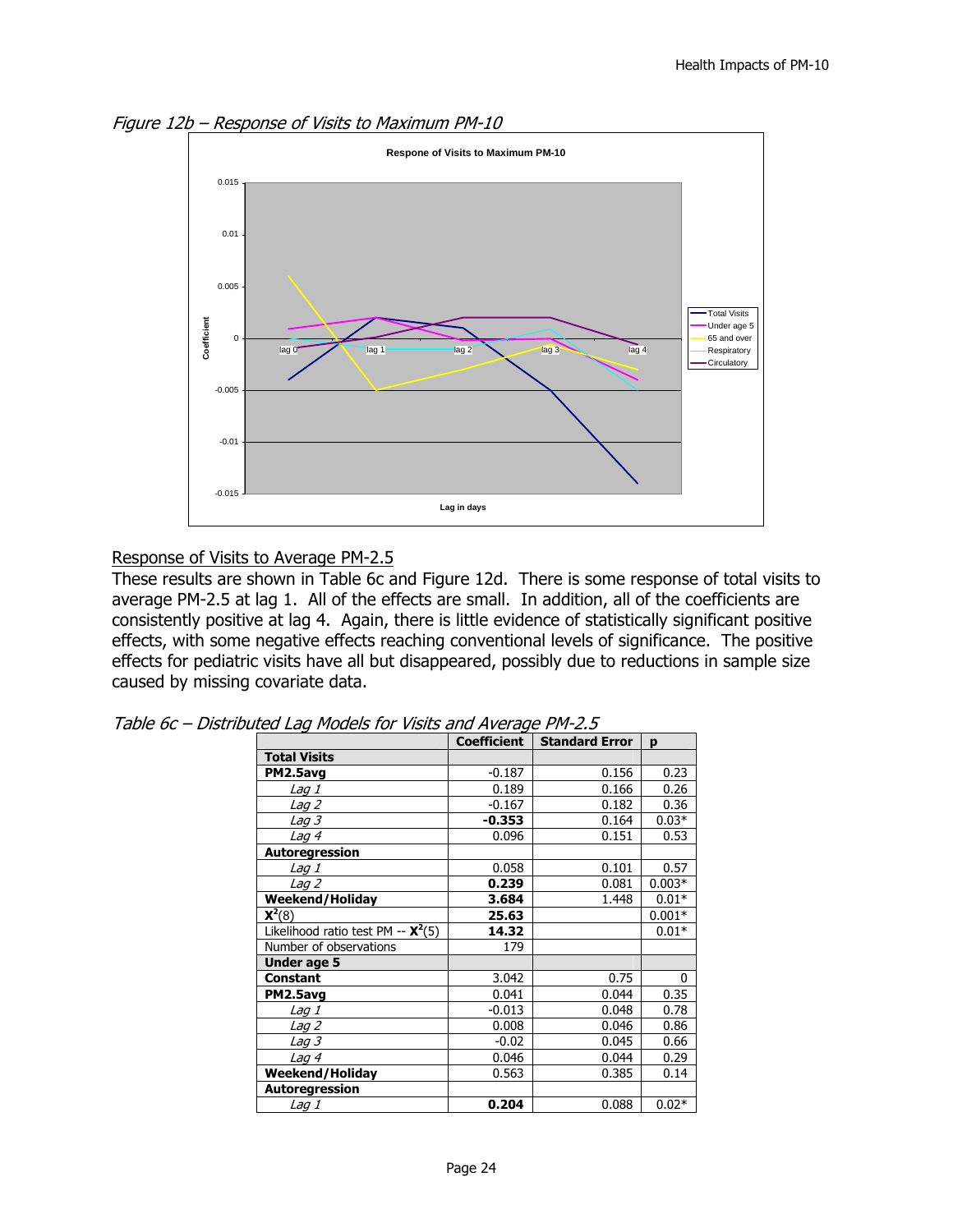*Figure 12b – Response of Visits to Maximum PM-10*

Response of Visits to Average PM-2.5

These results are shown in Table 6c and Figure 12d. There is some response of total visits to average PM-2.5 at lag 1. All of the effects are small. In addition, all of the coefficients are consistently positive at lag 4. Again, there is little evidence of statistically significant positive effects, with some negative effects reaching conventional levels of significance. The positive effects for pediatric visits have all but disappeared, possibly due to reductions in sample size caused by missing covariate data.

*Table 6c – Distributed Lag Models for Visits and Average PM-2.5*

| | Coefficient | Standard Error | p |
|---|---|---|---|
| **Total Visits** | | | |
| **PM2.5avg** | -0.187 | 0.156 | 0.23 |
| *Lag 1* | 0.189 | 0.166 | 0.26 |
| *Lag 2* | -0.167 | 0.182 | 0.36 |
| *Lag 3* | **-0.353** | 0.164 | 0.03* |
| *Lag 4* | 0.096 | 0.151 | 0.53 |
| **Autoregression** | | | |
| *Lag 1* | 0.058 | 0.101 | 0.57 |
| *Lag 2* | **0.239** | 0.081 | 0.003* |
| **Weekend/Holiday** | **3.684** | 1.448 | 0.01* |
| $\mathbf{X}^2(8)$ | **25.63** | | 0.001* |
| Likelihood ratio test PM -- $\mathbf{X}^2(5)$ | **14.32** | | 0.01* |
| Number of observations | 179 | | |
| **Under age 5** | | | |
| **Constant** | 3.042 | 0.75 | 0 |
| **PM2.5avg** | 0.041 | 0.044 | 0.35 |
| *Lag 1* | -0.013 | 0.048 | 0.78 |
| *Lag 2* | 0.008 | 0.046 | 0.86 |
| *Lag 3* | -0.02 | 0.045 | 0.66 |
| *Lag 4* | 0.046 | 0.044 | 0.29 |
| **Weekend/Holiday** | 0.563 | 0.385 | 0.14 |
| **Autoregression** | | | |
| *Lag 1* | **0.204** | 0.088 | 0.02* |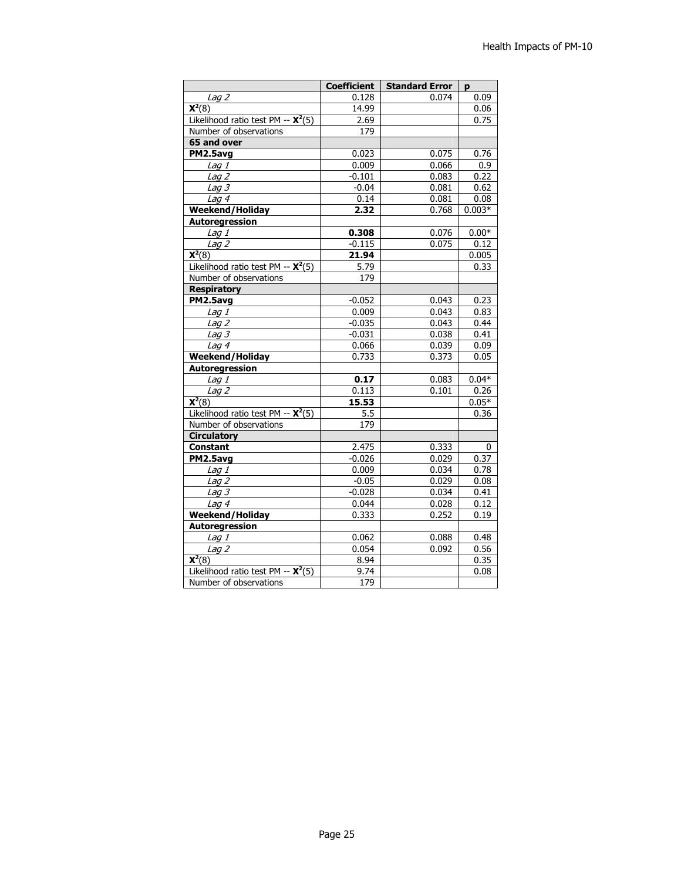| | Coefficient | Standard Error | p |
|---|---|---|---|
| *Lag 2* | 0.128 | 0.074 | 0.09 |
| $\mathbf{X}^2(8)$ | 14.99 | | 0.06 |
| Likelihood ratio test PM -- $\mathbf{X}^2(5)$ | 2.69 | | 0.75 |
| Number of observations | 179 | | |
| **65 and over** | | | |
| **PM2.5avg** | 0.023 | 0.075 | 0.76 |
| *Lag 1* | 0.009 | 0.066 | 0.9 |
| *Lag 2* | -0.101 | 0.083 | 0.22 |
| *Lag 3* | -0.04 | 0.081 | 0.62 |
| *Lag 4* | 0.14 | 0.081 | 0.08 |
| **Weekend/Holiday** | **2.32** | 0.768 | 0.003* |
| **Autoregression** | | | |
| *Lag 1* | **0.308** | 0.076 | 0.00* |
| *Lag 2* | -0.115 | 0.075 | 0.12 |
| $\mathbf{X}^2(8)$ | **21.94** | | 0.005 |
| Likelihood ratio test PM -- $\mathbf{X}^2(5)$ | 5.79 | | 0.33 |
| Number of observations | 179 | | |
| **Respiratory** | | | |
| **PM2.5avg** | -0.052 | 0.043 | 0.23 |
| *Lag 1* | 0.009 | 0.043 | 0.83 |
| *Lag 2* | -0.035 | 0.043 | 0.44 |
| *Lag 3* | -0.031 | 0.038 | 0.41 |
| *Lag 4* | 0.066 | 0.039 | 0.09 |
| **Weekend/Holiday** | 0.733 | 0.373 | 0.05 |
| **Autoregression** | | | |
| *Lag 1* | **0.17** | 0.083 | 0.04* |
| *Lag 2* | 0.113 | 0.101 | 0.26 |
| $\mathbf{X}^2(8)$ | **15.53** | | 0.05* |
| Likelihood ratio test PM -- $\mathbf{X}^2(5)$ | 5.5 | | 0.36 |
| Number of observations | 179 | | |
| **Circulatory** | | | |
| **Constant** | 2.475 | 0.333 | 0 |
| **PM2.5avg** | -0.026 | 0.029 | 0.37 |
| *Lag 1* | 0.009 | 0.034 | 0.78 |
| *Lag 2* | -0.05 | 0.029 | 0.08 |
| *Lag 3* | -0.028 | 0.034 | 0.41 |
| *Lag 4* | 0.044 | 0.028 | 0.12 |
| **Weekend/Holiday** | 0.333 | 0.252 | 0.19 |
| **Autoregression** | | | |
| *Lag 1* | 0.062 | 0.088 | 0.48 |
| *Lag 2* | 0.054 | 0.092 | 0.56 |
| $\mathbf{X}^2(8)$ | 8.94 | | 0.35 |
| Likelihood ratio test PM -- $\mathbf{X}^2(5)$ | 9.74 | | 0.08 |
| Number of observations | 179 | | |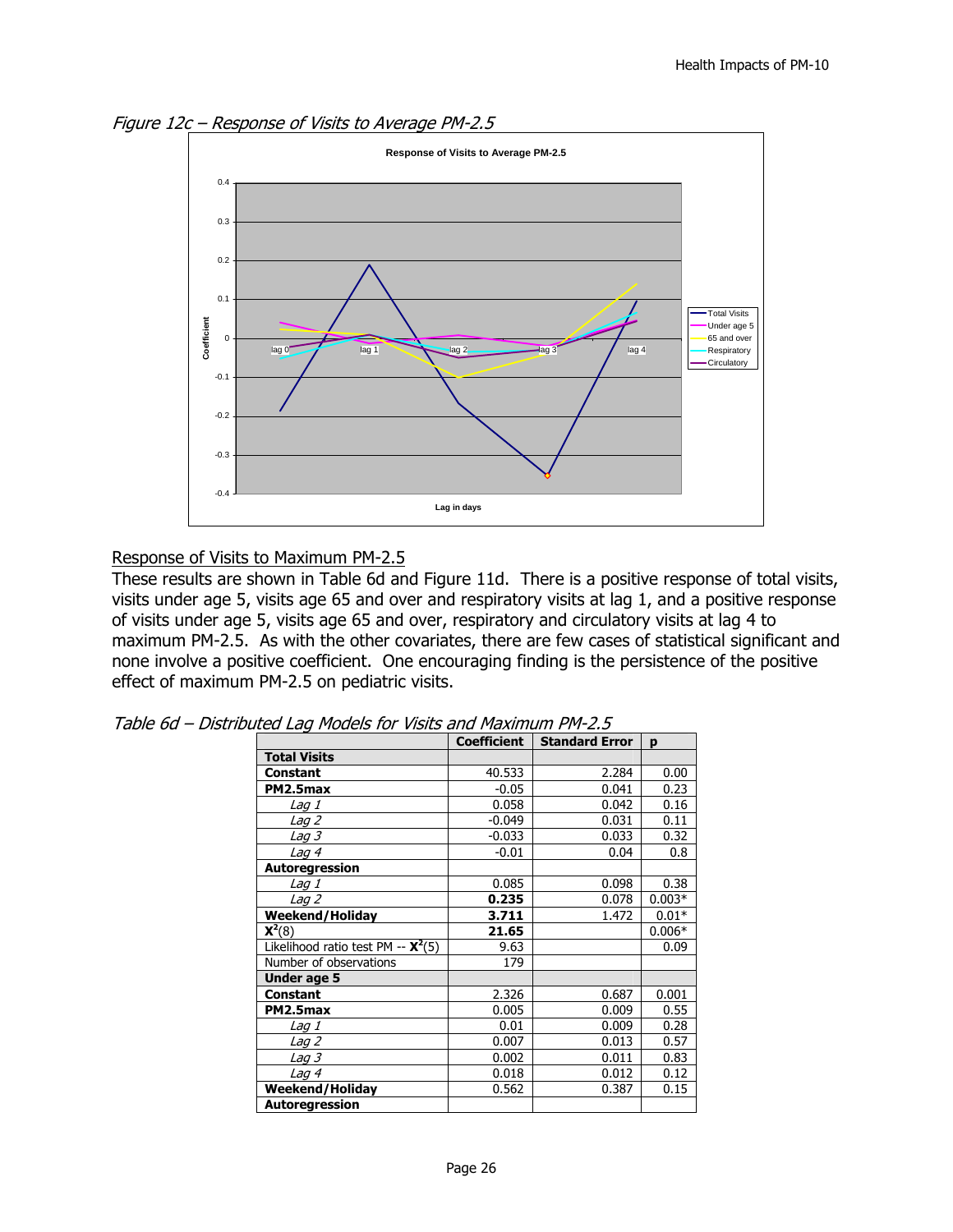*Figure 12c – Response of Visits to Average PM-2.5*

Response of Visits to Maximum PM-2.5

These results are shown in Table 6d and Figure 11d. There is a positive response of total visits, visits under age 5, visits age 65 and over and respiratory visits at lag 1, and a positive response of visits under age 5, visits age 65 and over, respiratory and circulatory visits at lag 4 to maximum PM-2.5. As with the other covariates, there are few cases of statistical significant and none involve a positive coefficient. One encouraging finding is the persistence of the positive effect of maximum PM-2.5 on pediatric visits.

*Table 6d – Distributed Lag Models for Visits and Maximum PM-2.5*

| | Coefficient | Standard Error | p |
|---|---|---|---|
| **Total Visits** | | | |
| **Constant** | 40.533 | 2.284 | 0.00 |
| **PM2.5max** | -0.05 | 0.041 | 0.23 |
| *Lag 1* | 0.058 | 0.042 | 0.16 |
| *Lag 2* | -0.049 | 0.031 | 0.11 |
| *Lag 3* | -0.033 | 0.033 | 0.32 |
| *Lag 4* | -0.01 | 0.04 | 0.8 |
| **Autoregression** | | | |
| *Lag 1* | 0.085 | 0.098 | 0.38 |
| *Lag 2* | **0.235** | 0.078 | 0.003* |
| **Weekend/Holiday** | **3.711** | 1.472 | 0.01* |
| $\mathbf{X^2}(8)$ | **21.65** | | 0.006* |
| Likelihood ratio test PM -- $\mathbf{X^2}(5)$ | 9.63 | | 0.09 |
| Number of observations | 179 | | |
| **Under age 5** | | | |
| **Constant** | 2.326 | 0.687 | 0.001 |
| **PM2.5max** | 0.005 | 0.009 | 0.55 |
| *Lag 1* | 0.01 | 0.009 | 0.28 |
| *Lag 2* | 0.007 | 0.013 | 0.57 |
| *Lag 3* | 0.002 | 0.011 | 0.83 |
| *Lag 4* | 0.018 | 0.012 | 0.12 |
| **Weekend/Holiday** | 0.562 | 0.387 | 0.15 |
| **Autoregression** | | | |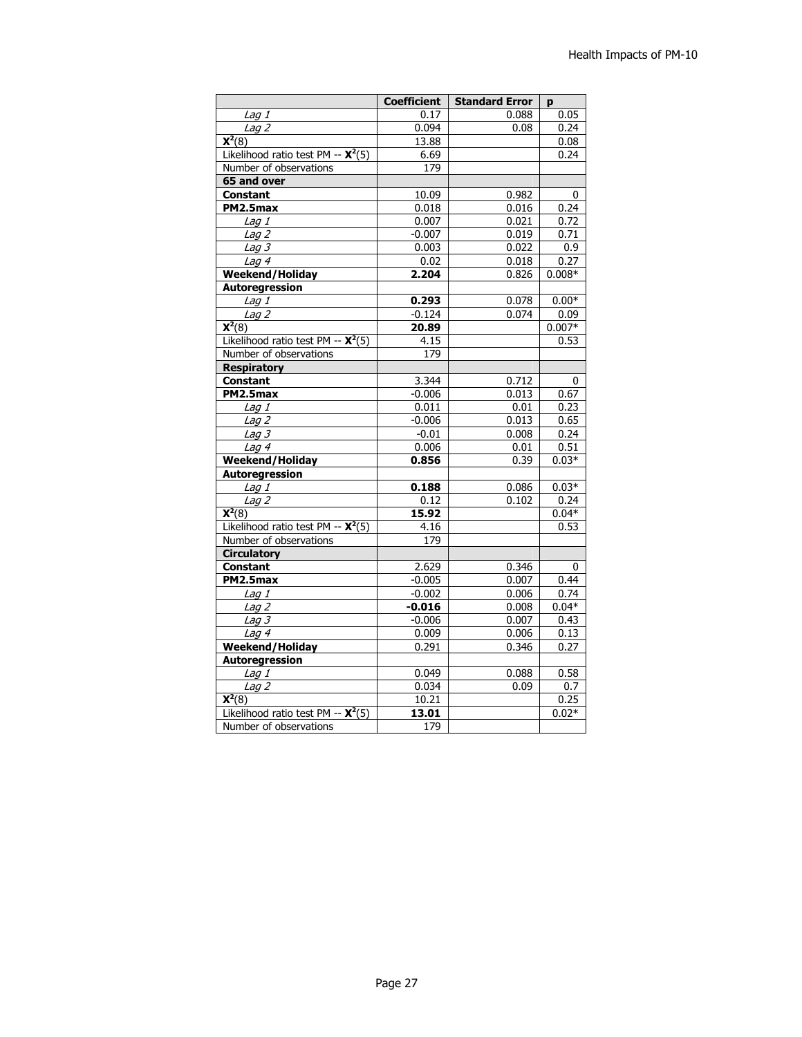| | Coefficient | Standard Error | p |
|---|---|---|---|
| *Lag 1* | 0.17 | 0.088 | 0.05 |
| *Lag 2* | 0.094 | 0.08 | 0.24 |
| $X^2(8)$ | 13.88 | | 0.08 |
| Likelihood ratio test PM -- $X^2(5)$ | 6.69 | | 0.24 |
| Number of observations | 179 | | |
| **65 and over** | | | |
| **Constant** | 10.09 | 0.982 | 0 |
| **PM2.5max** | 0.018 | 0.016 | 0.24 |
| *Lag 1* | 0.007 | 0.021 | 0.72 |
| *Lag 2* | -0.007 | 0.019 | 0.71 |
| *Lag 3* | 0.003 | 0.022 | 0.9 |
| *Lag 4* | 0.02 | 0.018 | 0.27 |
| **Weekend/Holiday** | **2.204** | 0.826 | 0.008* |
| **Autoregression** | | | |
| *Lag 1* | **0.293** | 0.078 | 0.00* |
| *Lag 2* | -0.124 | 0.074 | 0.09 |
| $X^2(8)$ | **20.89** | | 0.007* |
| Likelihood ratio test PM -- $X^2(5)$ | 4.15 | | 0.53 |
| Number of observations | 179 | | |
| **Respiratory** | | | |
| **Constant** | 3.344 | 0.712 | 0 |
| **PM2.5max** | -0.006 | 0.013 | 0.67 |
| *Lag 1* | 0.011 | 0.01 | 0.23 |
| *Lag 2* | -0.006 | 0.013 | 0.65 |
| *Lag 3* | -0.01 | 0.008 | 0.24 |
| *Lag 4* | 0.006 | 0.01 | 0.51 |
| **Weekend/Holiday** | **0.856** | 0.39 | 0.03* |
| **Autoregression** | | | |
| *Lag 1* | **0.188** | 0.086 | 0.03* |
| *Lag 2* | 0.12 | 0.102 | 0.24 |
| $X^2(8)$ | **15.92** | | 0.04* |
| Likelihood ratio test PM -- $X^2(5)$ | 4.16 | | 0.53 |
| Number of observations | 179 | | |
| **Circulatory** | | | |
| **Constant** | 2.629 | 0.346 | 0 |
| **PM2.5max** | -0.005 | 0.007 | 0.44 |
| *Lag 1* | -0.002 | 0.006 | 0.74 |
| *Lag 2* | **-0.016** | 0.008 | 0.04* |
| *Lag 3* | -0.006 | 0.007 | 0.43 |
| *Lag 4* | 0.009 | 0.006 | 0.13 |
| **Weekend/Holiday** | 0.291 | 0.346 | 0.27 |
| **Autoregression** | | | |
| *Lag 1* | 0.049 | 0.088 | 0.58 |
| *Lag 2* | 0.034 | 0.09 | 0.7 |
| $X^2(8)$ | 10.21 | | 0.25 |
| Likelihood ratio test PM -- $X^2(5)$ | **13.01** | | 0.02* |
| Number of observations | 179 | | |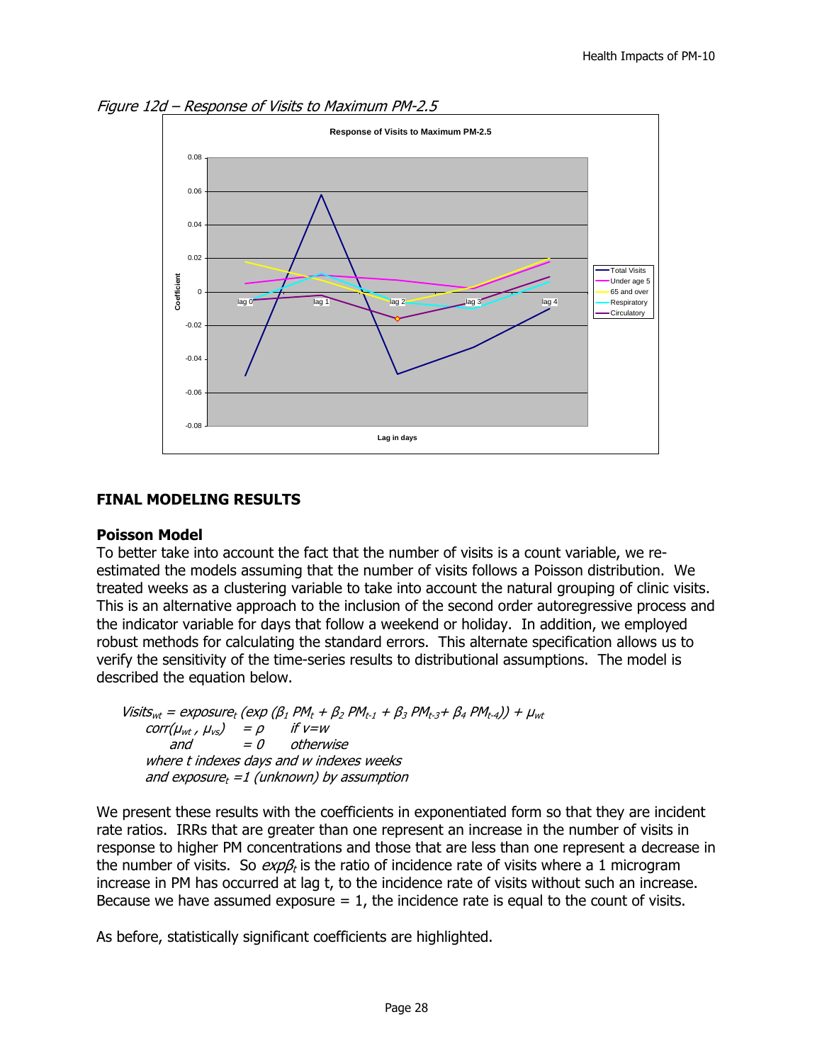*Figure 12d – Response of Visits to Maximum PM-2.5*

## FINAL MODELING RESULTS

### Poisson Model

To better take into account the fact that the number of visits is a count variable, we re-estimated the models assuming that the number of visits follows a Poisson distribution. We treated weeks as a clustering variable to take into account the natural grouping of clinic visits. This is an alternative approach to the inclusion of the second order autoregressive process and the indicator variable for days that follow a weekend or holiday. In addition, we employed robust methods for calculating the standard errors. This alternate specification allows us to verify the sensitivity of the time-series results to distributional assumptions. The model is described the equation below.

$$Visits_{wt} = exposure_t\,(exp\,(\beta_1\,PM_t + \beta_2\,PM_{t-1} + \beta_3\,PM_{t-3} + \beta_4\,PM_{t-4})) + \mu_{wt}$$

$$corr(\mu_{wt}\,,\,\mu_{vs}) = \rho \quad \text{if } v=w$$

$$\text{and} \quad = 0 \quad \text{otherwise}$$

*where t indexes days and w indexes weeks*
*and* $exposure_t = 1$ *(unknown) by assumption*

We present these results with the coefficients in exponentiated form so that they are incident rate ratios. IRRs that are greater than one represent an increase in the number of visits in response to higher PM concentrations and those that are less than one represent a decrease in the number of visits. So $exp\beta_t$ is the ratio of incidence rate of visits where a 1 microgram increase in PM has occurred at lag t, to the incidence rate of visits without such an increase. Because we have assumed exposure = 1, the incidence rate is equal to the count of visits.

As before, statistically significant coefficients are highlighted.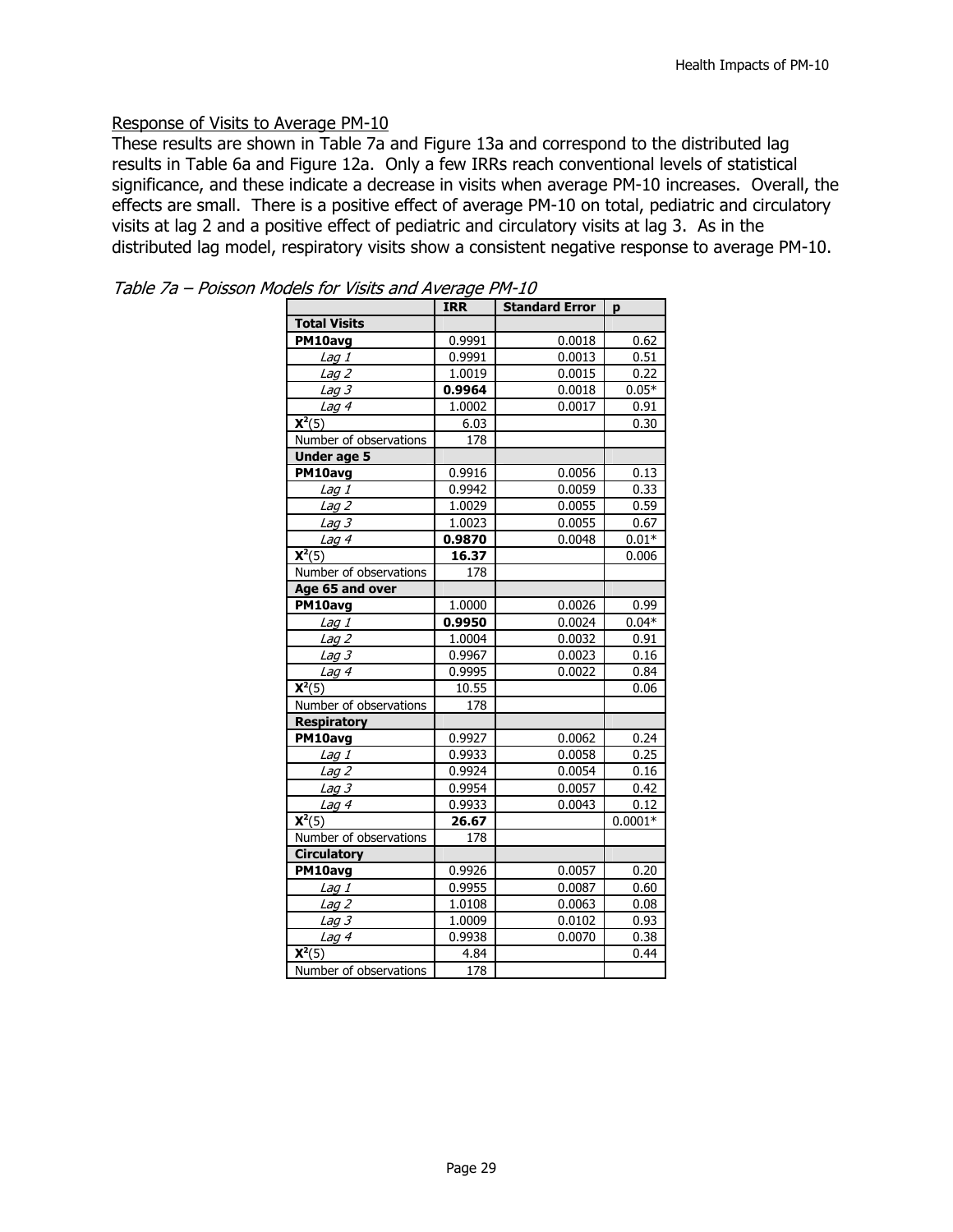## Response of Visits to Average PM-10

These results are shown in Table 7a and Figure 13a and correspond to the distributed lag results in Table 6a and Figure 12a. Only a few IRRs reach conventional levels of statistical significance, and these indicate a decrease in visits when average PM-10 increases. Overall, the effects are small. There is a positive effect of average PM-10 on total, pediatric and circulatory visits at lag 2 and a positive effect of pediatric and circulatory visits at lag 3. As in the distributed lag model, respiratory visits show a consistent negative response to average PM-10.

*Table 7a – Poisson Models for Visits and Average PM-10*

| | IRR | Standard Error | p |
|---|---|---|---|
| **Total Visits** | | | |
| **PM10avg** | 0.9991 | 0.0018 | 0.62 |
| *Lag 1* | 0.9991 | 0.0013 | 0.51 |
| *Lag 2* | 1.0019 | 0.0015 | 0.22 |
| *Lag 3* | **0.9964** | 0.0018 | 0.05* |
| *Lag 4* | 1.0002 | 0.0017 | 0.91 |
| $X^2(5)$ | 6.03 | | 0.30 |
| Number of observations | 178 | | |
| **Under age 5** | | | |
| **PM10avg** | 0.9916 | 0.0056 | 0.13 |
| *Lag 1* | 0.9942 | 0.0059 | 0.33 |
| *Lag 2* | 1.0029 | 0.0055 | 0.59 |
| *Lag 3* | 1.0023 | 0.0055 | 0.67 |
| *Lag 4* | **0.9870** | 0.0048 | 0.01* |
| $X^2(5)$ | **16.37** | | 0.006 |
| Number of observations | 178 | | |
| **Age 65 and over** | | | |
| **PM10avg** | 1.0000 | 0.0026 | 0.99 |
| *Lag 1* | **0.9950** | 0.0024 | 0.04* |
| *Lag 2* | 1.0004 | 0.0032 | 0.91 |
| *Lag 3* | 0.9967 | 0.0023 | 0.16 |
| *Lag 4* | 0.9995 | 0.0022 | 0.84 |
| $X^2(5)$ | 10.55 | | 0.06 |
| Number of observations | 178 | | |
| **Respiratory** | | | |
| **PM10avg** | 0.9927 | 0.0062 | 0.24 |
| *Lag 1* | 0.9933 | 0.0058 | 0.25 |
| *Lag 2* | 0.9924 | 0.0054 | 0.16 |
| *Lag 3* | 0.9954 | 0.0057 | 0.42 |
| *Lag 4* | 0.9933 | 0.0043 | 0.12 |
| $X^2(5)$ | **26.67** | | 0.0001* |
| Number of observations | 178 | | |
| **Circulatory** | | | |
| **PM10avg** | 0.9926 | 0.0057 | 0.20 |
| *Lag 1* | 0.9955 | 0.0087 | 0.60 |
| *Lag 2* | 1.0108 | 0.0063 | 0.08 |
| *Lag 3* | 1.0009 | 0.0102 | 0.93 |
| *Lag 4* | 0.9938 | 0.0070 | 0.38 |
| $X^2(5)$ | 4.84 | | 0.44 |
| Number of observations | 178 | | |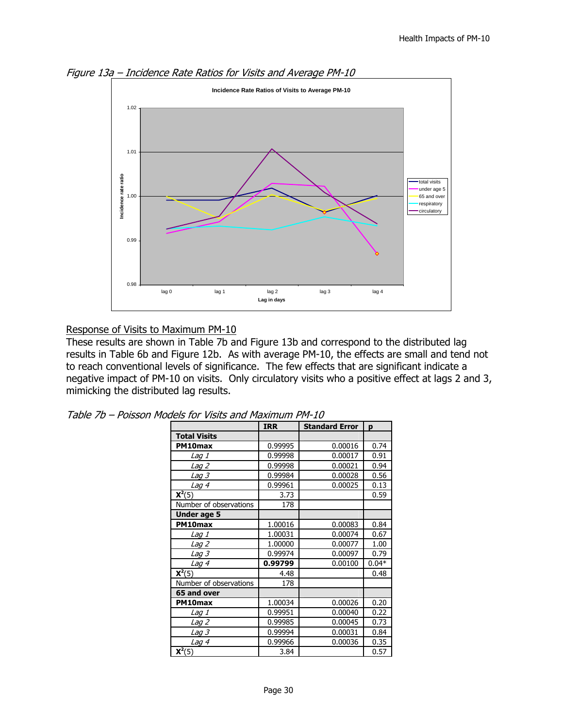*Figure 13a – Incidence Rate Ratios for Visits and Average PM-10*

Response of Visits to Maximum PM-10

These results are shown in Table 7b and Figure 13b and correspond to the distributed lag results in Table 6b and Figure 12b. As with average PM-10, the effects are small and tend not to reach conventional levels of significance. The few effects that are significant indicate a negative impact of PM-10 on visits. Only circulatory visits who a positive effect at lags 2 and 3, mimicking the distributed lag results.

*Table 7b – Poisson Models for Visits and Maximum PM-10*

| | IRR | Standard Error | p |
|---|---|---|---|
| **Total Visits** | | | |
| **PM10max** | 0.99995 | 0.00016 | 0.74 |
| *Lag 1* | 0.99998 | 0.00017 | 0.91 |
| *Lag 2* | 0.99998 | 0.00021 | 0.94 |
| *Lag 3* | 0.99984 | 0.00028 | 0.56 |
| *Lag 4* | 0.99961 | 0.00025 | 0.13 |
| $\mathbf{X}^2(5)$ | 3.73 | | 0.59 |
| Number of observations | 178 | | |
| **Under age 5** | | | |
| **PM10max** | 1.00016 | 0.00083 | 0.84 |
| *Lag 1* | 1.00031 | 0.00074 | 0.67 |
| *Lag 2* | 1.00000 | 0.00077 | 1.00 |
| *Lag 3* | 0.99974 | 0.00097 | 0.79 |
| *Lag 4* | **0.99799** | 0.00100 | 0.04* |
| $\mathbf{X}^2(5)$ | 4.48 | | 0.48 |
| Number of observations | 178 | | |
| **65 and over** | | | |
| **PM10max** | 1.00034 | 0.00026 | 0.20 |
| *Lag 1* | 0.99951 | 0.00040 | 0.22 |
| *Lag 2* | 0.99985 | 0.00045 | 0.73 |
| *Lag 3* | 0.99994 | 0.00031 | 0.84 |
| *Lag 4* | 0.99966 | 0.00036 | 0.35 |
| $\mathbf{X}^2(5)$ | 3.84 | | 0.57 |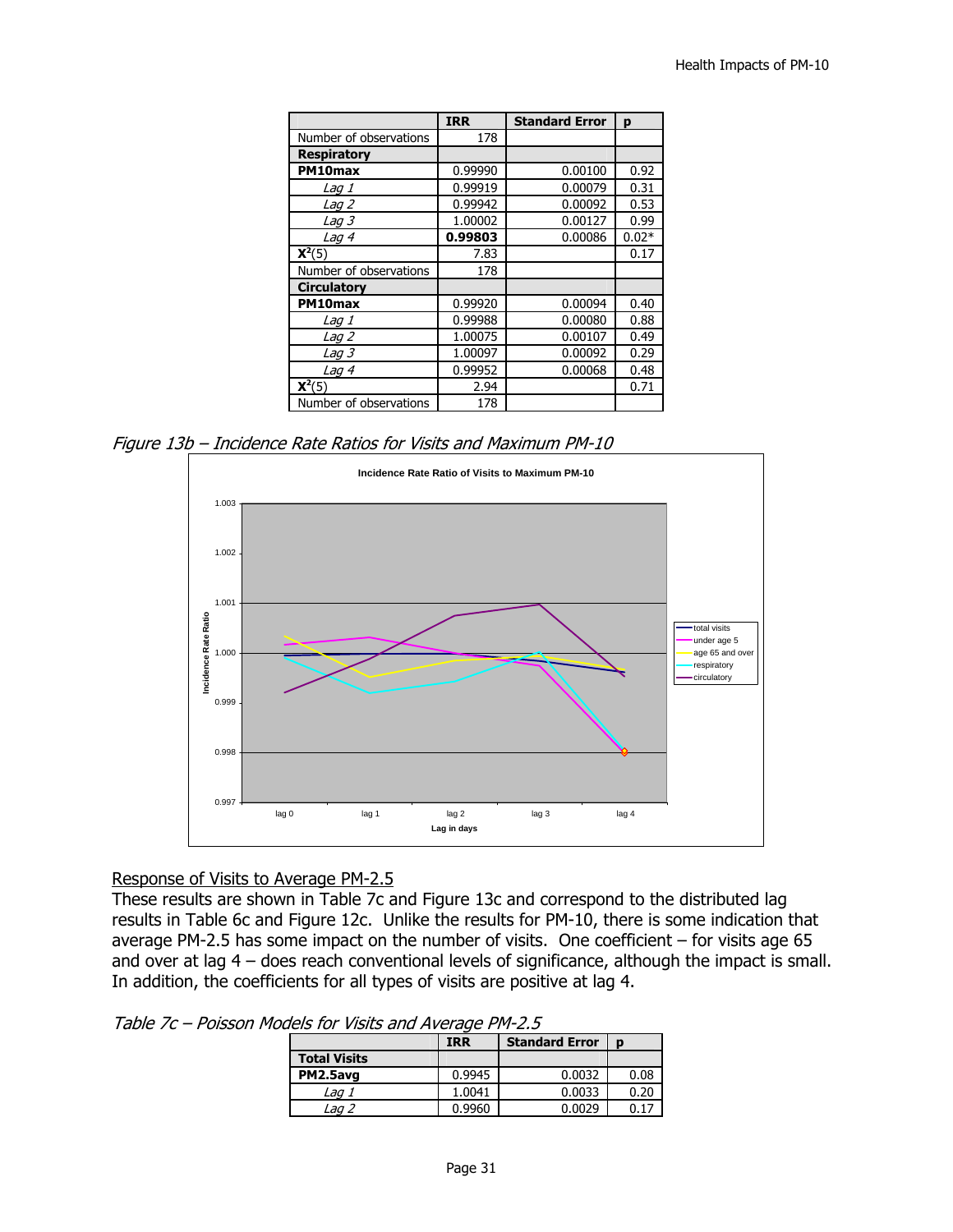| | IRR | Standard Error | p |
|---|---|---|---|
| Number of observations | 178 | | |
| **Respiratory** | | | |
| **PM10max** | 0.99990 | 0.00100 | 0.92 |
| *Lag 1* | 0.99919 | 0.00079 | 0.31 |
| *Lag 2* | 0.99942 | 0.00092 | 0.53 |
| *Lag 3* | 1.00002 | 0.00127 | 0.99 |
| *Lag 4* | **0.99803** | 0.00086 | 0.02* |
| $X^2(5)$ | 7.83 | | 0.17 |
| Number of observations | 178 | | |
| **Circulatory** | | | |
| **PM10max** | 0.99920 | 0.00094 | 0.40 |
| *Lag 1* | 0.99988 | 0.00080 | 0.88 |
| *Lag 2* | 1.00075 | 0.00107 | 0.49 |
| *Lag 3* | 1.00097 | 0.00092 | 0.29 |
| *Lag 4* | 0.99952 | 0.00068 | 0.48 |
| $X^2(5)$ | 2.94 | | 0.71 |
| Number of observations | 178 | | |

*Figure 13b – Incidence Rate Ratios for Visits and Maximum PM-10*

## Response of Visits to Average PM-2.5

These results are shown in Table 7c and Figure 13c and correspond to the distributed lag results in Table 6c and Figure 12c. Unlike the results for PM-10, there is some indication that average PM-2.5 has some impact on the number of visits. One coefficient – for visits age 65 and over at lag 4 – does reach conventional levels of significance, although the impact is small. In addition, the coefficients for all types of visits are positive at lag 4.

*Table 7c – Poisson Models for Visits and Average PM-2.5*

| | IRR | Standard Error | p |
|---|---|---|---|
| **Total Visits** | | | |
| **PM2.5avg** | 0.9945 | 0.0032 | 0.08 |
| *Lag 1* | 1.0041 | 0.0033 | 0.20 |
| *Lag 2* | 0.9960 | 0.0029 | 0.17 |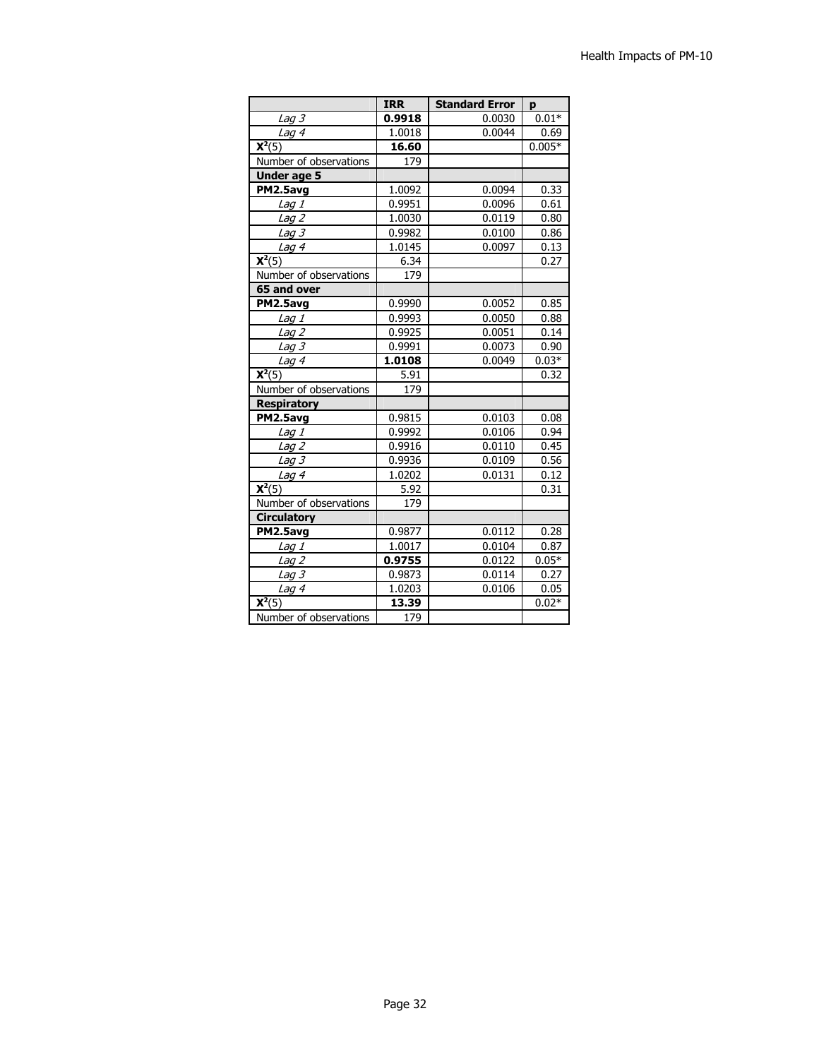|  | IRR | Standard Error | p |
|---|---|---|---|
| *Lag 3* | **0.9918** | 0.0030 | 0.01* |
| *Lag 4* | 1.0018 | 0.0044 | 0.69 |
| $X^2(5)$ | **16.60** |  | 0.005* |
| Number of observations | 179 |  |  |
| **Under age 5** |  |  |  |
| **PM2.5avg** | 1.0092 | 0.0094 | 0.33 |
| *Lag 1* | 0.9951 | 0.0096 | 0.61 |
| *Lag 2* | 1.0030 | 0.0119 | 0.80 |
| *Lag 3* | 0.9982 | 0.0100 | 0.86 |
| *Lag 4* | 1.0145 | 0.0097 | 0.13 |
| $X^2(5)$ | 6.34 |  | 0.27 |
| Number of observations | 179 |  |  |
| **65 and over** |  |  |  |
| **PM2.5avg** | 0.9990 | 0.0052 | 0.85 |
| *Lag 1* | 0.9993 | 0.0050 | 0.88 |
| *Lag 2* | 0.9925 | 0.0051 | 0.14 |
| *Lag 3* | 0.9991 | 0.0073 | 0.90 |
| *Lag 4* | **1.0108** | 0.0049 | 0.03* |
| $X^2(5)$ | 5.91 |  | 0.32 |
| Number of observations | 179 |  |  |
| **Respiratory** |  |  |  |
| **PM2.5avg** | 0.9815 | 0.0103 | 0.08 |
| *Lag 1* | 0.9992 | 0.0106 | 0.94 |
| *Lag 2* | 0.9916 | 0.0110 | 0.45 |
| *Lag 3* | 0.9936 | 0.0109 | 0.56 |
| *Lag 4* | 1.0202 | 0.0131 | 0.12 |
| $X^2(5)$ | 5.92 |  | 0.31 |
| Number of observations | 179 |  |  |
| **Circulatory** |  |  |  |
| **PM2.5avg** | 0.9877 | 0.0112 | 0.28 |
| *Lag 1* | 1.0017 | 0.0104 | 0.87 |
| *Lag 2* | **0.9755** | 0.0122 | 0.05* |
| *Lag 3* | 0.9873 | 0.0114 | 0.27 |
| *Lag 4* | 1.0203 | 0.0106 | 0.05 |
| $X^2(5)$ | **13.39** |  | 0.02* |
| Number of observations | 179 |  |  |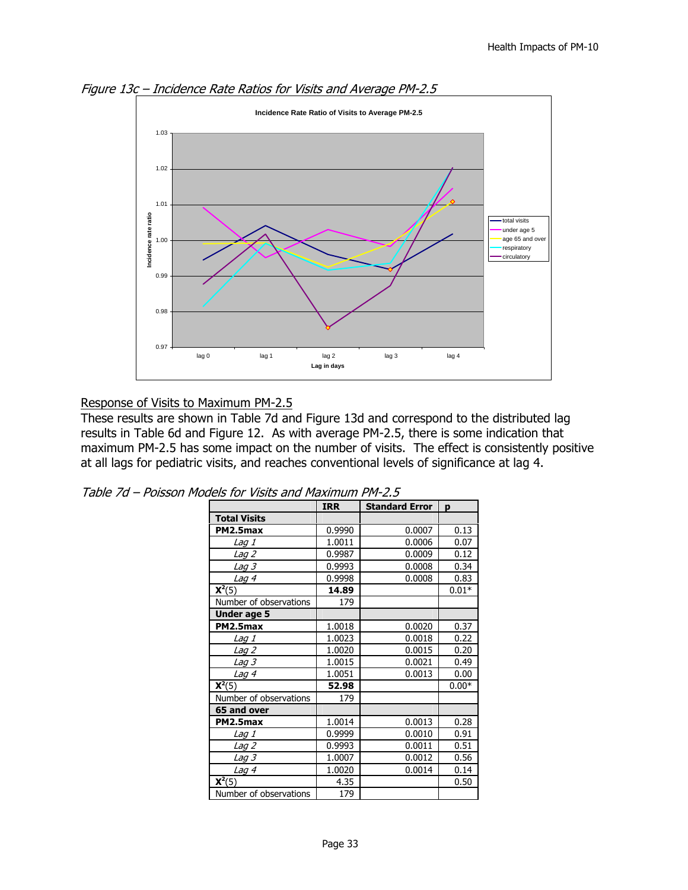*Figure 13c – Incidence Rate Ratios for Visits and Average PM-2.5*

Response of Visits to Maximum PM-2.5

These results are shown in Table 7d and Figure 13d and correspond to the distributed lag results in Table 6d and Figure 12. As with average PM-2.5, there is some indication that maximum PM-2.5 has some impact on the number of visits. The effect is consistently positive at all lags for pediatric visits, and reaches conventional levels of significance at lag 4.

*Table 7d – Poisson Models for Visits and Maximum PM-2.5*

| | IRR | Standard Error | p |
|---|---|---|---|
| **Total Visits** | | | |
| **PM2.5max** | 0.9990 | 0.0007 | 0.13 |
| *Lag 1* | 1.0011 | 0.0006 | 0.07 |
| *Lag 2* | 0.9987 | 0.0009 | 0.12 |
| *Lag 3* | 0.9993 | 0.0008 | 0.34 |
| *Lag 4* | 0.9998 | 0.0008 | 0.83 |
| $X^2(5)$ | **14.89** | | 0.01* |
| Number of observations | 179 | | |
| **Under age 5** | | | |
| **PM2.5max** | 1.0018 | 0.0020 | 0.37 |
| *Lag 1* | 1.0023 | 0.0018 | 0.22 |
| *Lag 2* | 1.0020 | 0.0015 | 0.20 |
| *Lag 3* | 1.0015 | 0.0021 | 0.49 |
| *Lag 4* | 1.0051 | 0.0013 | 0.00 |
| $X^2(5)$ | **52.98** | | 0.00* |
| Number of observations | 179 | | |
| **65 and over** | | | |
| **PM2.5max** | 1.0014 | 0.0013 | 0.28 |
| *Lag 1* | 0.9999 | 0.0010 | 0.91 |
| *Lag 2* | 0.9993 | 0.0011 | 0.51 |
| *Lag 3* | 1.0007 | 0.0012 | 0.56 |
| *Lag 4* | 1.0020 | 0.0014 | 0.14 |
| $X^2(5)$ | 4.35 | | 0.50 |
| Number of observations | 179 | | |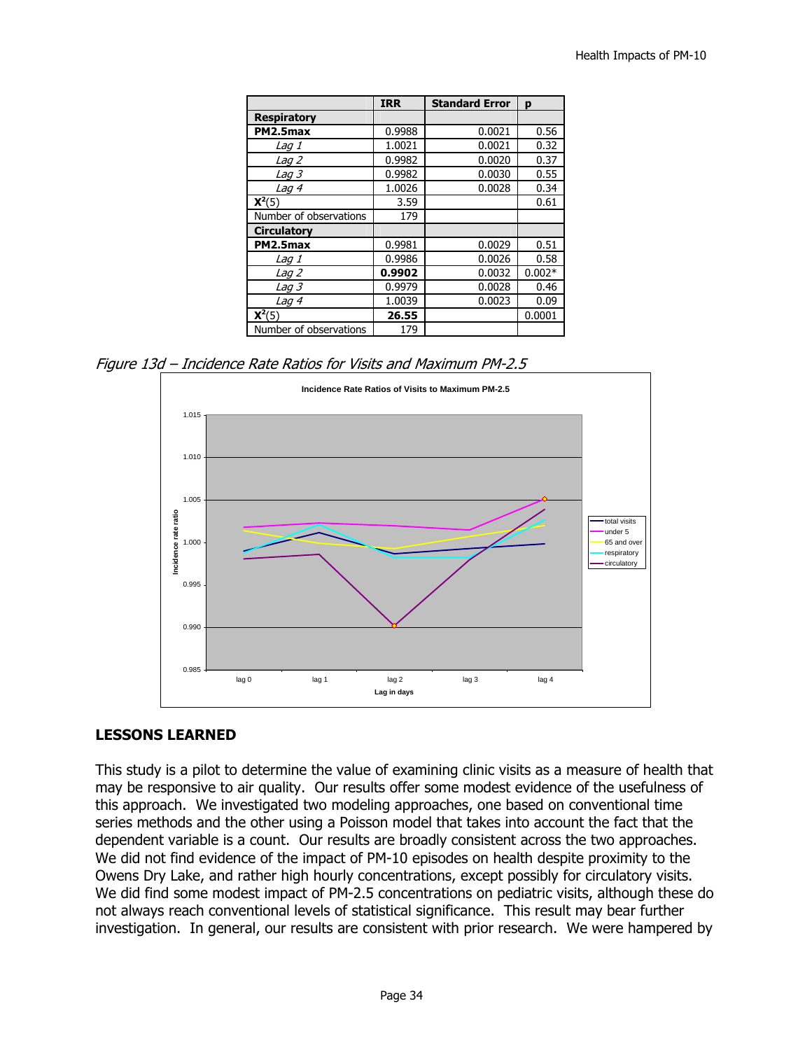| | IRR | Standard Error | p |
|---|---|---|---|
| **Respiratory** | | | |
| **PM2.5max** | 0.9988 | 0.0021 | 0.56 |
| *Lag 1* | 1.0021 | 0.0021 | 0.32 |
| *Lag 2* | 0.9982 | 0.0020 | 0.37 |
| *Lag 3* | 0.9982 | 0.0030 | 0.55 |
| *Lag 4* | 1.0026 | 0.0028 | 0.34 |
| $\mathbf{X^2}(5)$ | 3.59 | | 0.61 |
| Number of observations | 179 | | |
| **Circulatory** | | | |
| **PM2.5max** | 0.9981 | 0.0029 | 0.51 |
| *Lag 1* | 0.9986 | 0.0026 | 0.58 |
| *Lag 2* | **0.9902** | 0.0032 | 0.002* |
| *Lag 3* | 0.9979 | 0.0028 | 0.46 |
| *Lag 4* | 1.0039 | 0.0023 | 0.09 |
| $\mathbf{X^2}(5)$ | **26.55** | | 0.0001 |
| Number of observations | 179 | | |

*Figure 13d – Incidence Rate Ratios for Visits and Maximum PM-2.5*

## LESSONS LEARNED

This study is a pilot to determine the value of examining clinic visits as a measure of health that may be responsive to air quality. Our results offer some modest evidence of the usefulness of this approach. We investigated two modeling approaches, one based on conventional time series methods and the other using a Poisson model that takes into account the fact that the dependent variable is a count. Our results are broadly consistent across the two approaches. We did not find evidence of the impact of PM-10 episodes on health despite proximity to the Owens Dry Lake, and rather high hourly concentrations, except possibly for circulatory visits. We did find some modest impact of PM-2.5 concentrations on pediatric visits, although these do not always reach conventional levels of statistical significance. This result may bear further investigation. In general, our results are consistent with prior research. We were hampered by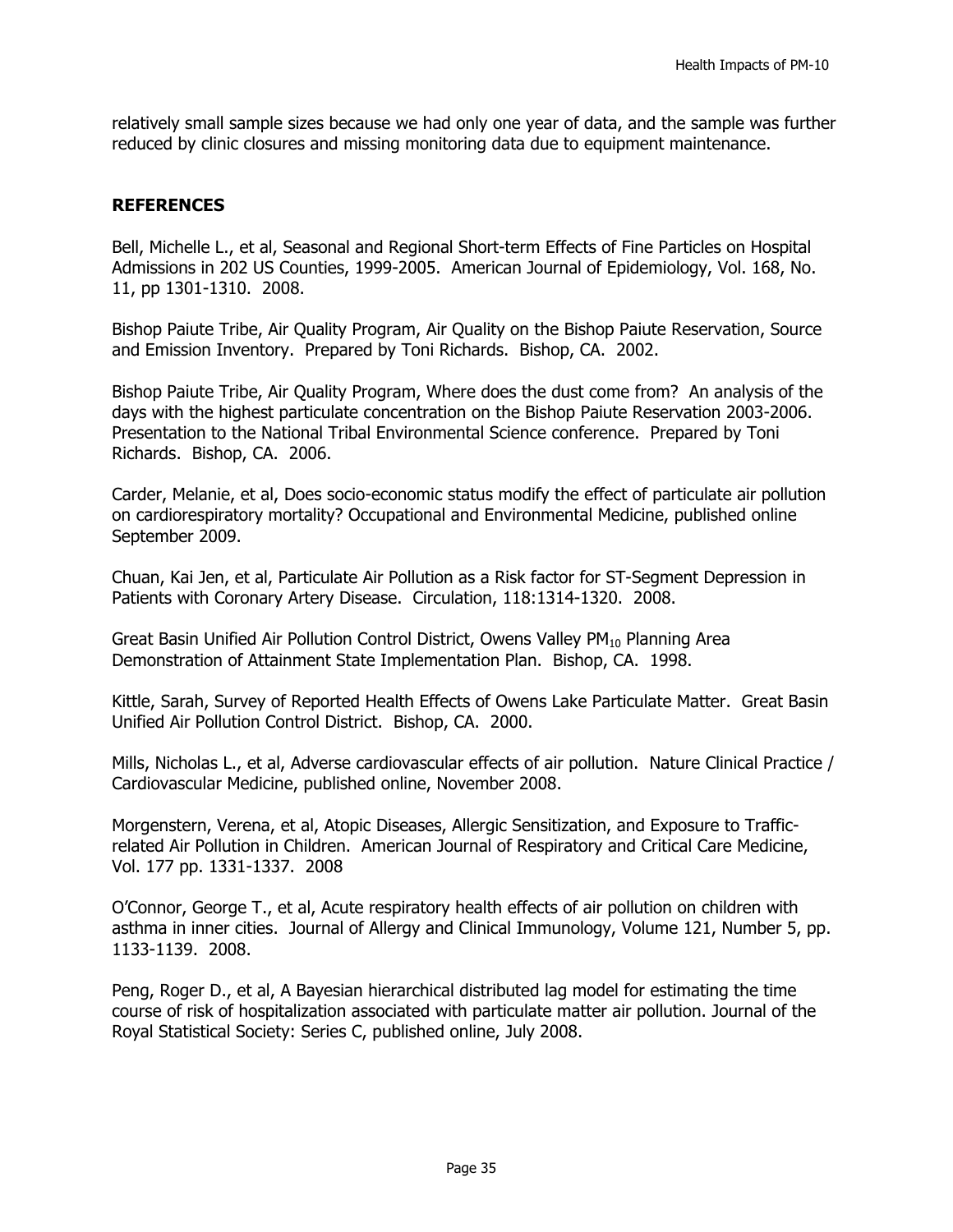relatively small sample sizes because we had only one year of data, and the sample was further reduced by clinic closures and missing monitoring data due to equipment maintenance.

## REFERENCES

Bell, Michelle L., et al, Seasonal and Regional Short-term Effects of Fine Particles on Hospital Admissions in 202 US Counties, 1999-2005. American Journal of Epidemiology, Vol. 168, No. 11, pp 1301-1310. 2008.

Bishop Paiute Tribe, Air Quality Program, Air Quality on the Bishop Paiute Reservation, Source and Emission Inventory. Prepared by Toni Richards. Bishop, CA. 2002.

Bishop Paiute Tribe, Air Quality Program, Where does the dust come from? An analysis of the days with the highest particulate concentration on the Bishop Paiute Reservation 2003-2006. Presentation to the National Tribal Environmental Science conference. Prepared by Toni Richards. Bishop, CA. 2006.

Carder, Melanie, et al, Does socio-economic status modify the effect of particulate air pollution on cardiorespiratory mortality? Occupational and Environmental Medicine, published online September 2009.

Chuan, Kai Jen, et al, Particulate Air Pollution as a Risk factor for ST-Segment Depression in Patients with Coronary Artery Disease. Circulation, 118:1314-1320. 2008.

Great Basin Unified Air Pollution Control District, Owens Valley $PM_{10}$ Planning Area Demonstration of Attainment State Implementation Plan. Bishop, CA. 1998.

Kittle, Sarah, Survey of Reported Health Effects of Owens Lake Particulate Matter. Great Basin Unified Air Pollution Control District. Bishop, CA. 2000.

Mills, Nicholas L., et al, Adverse cardiovascular effects of air pollution. Nature Clinical Practice / Cardiovascular Medicine, published online, November 2008.

Morgenstern, Verena, et al, Atopic Diseases, Allergic Sensitization, and Exposure to Traffic-related Air Pollution in Children. American Journal of Respiratory and Critical Care Medicine, Vol. 177 pp. 1331-1337. 2008

O'Connor, George T., et al, Acute respiratory health effects of air pollution on children with asthma in inner cities. Journal of Allergy and Clinical Immunology, Volume 121, Number 5, pp. 1133-1139. 2008.

Peng, Roger D., et al, A Bayesian hierarchical distributed lag model for estimating the time course of risk of hospitalization associated with particulate matter air pollution. Journal of the Royal Statistical Society: Series C, published online, July 2008.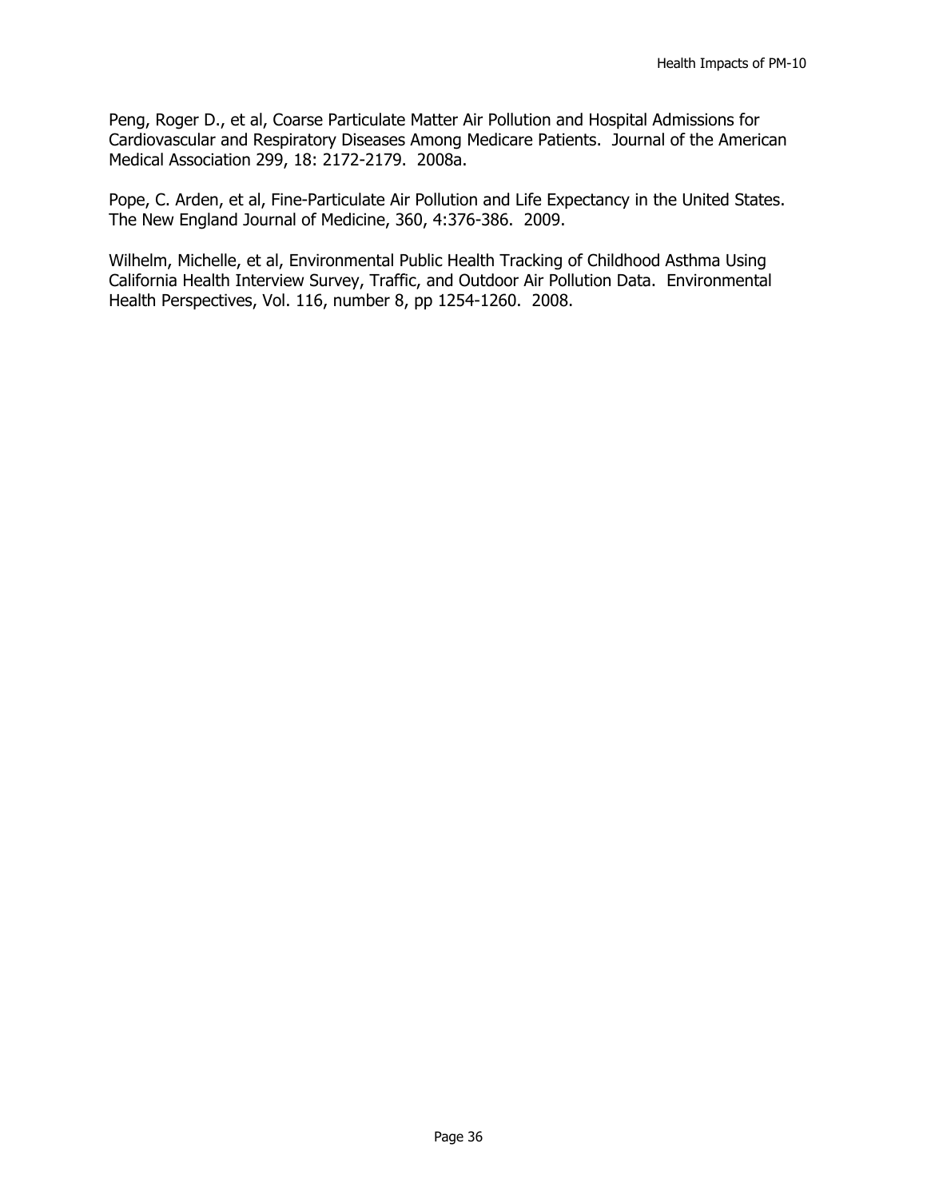Peng, Roger D., et al, Coarse Particulate Matter Air Pollution and Hospital Admissions for Cardiovascular and Respiratory Diseases Among Medicare Patients. Journal of the American Medical Association 299, 18: 2172-2179. 2008a.

Pope, C. Arden, et al, Fine-Particulate Air Pollution and Life Expectancy in the United States. The New England Journal of Medicine, 360, 4:376-386. 2009.

Wilhelm, Michelle, et al, Environmental Public Health Tracking of Childhood Asthma Using California Health Interview Survey, Traffic, and Outdoor Air Pollution Data. Environmental Health Perspectives, Vol. 116, number 8, pp 1254-1260. 2008.